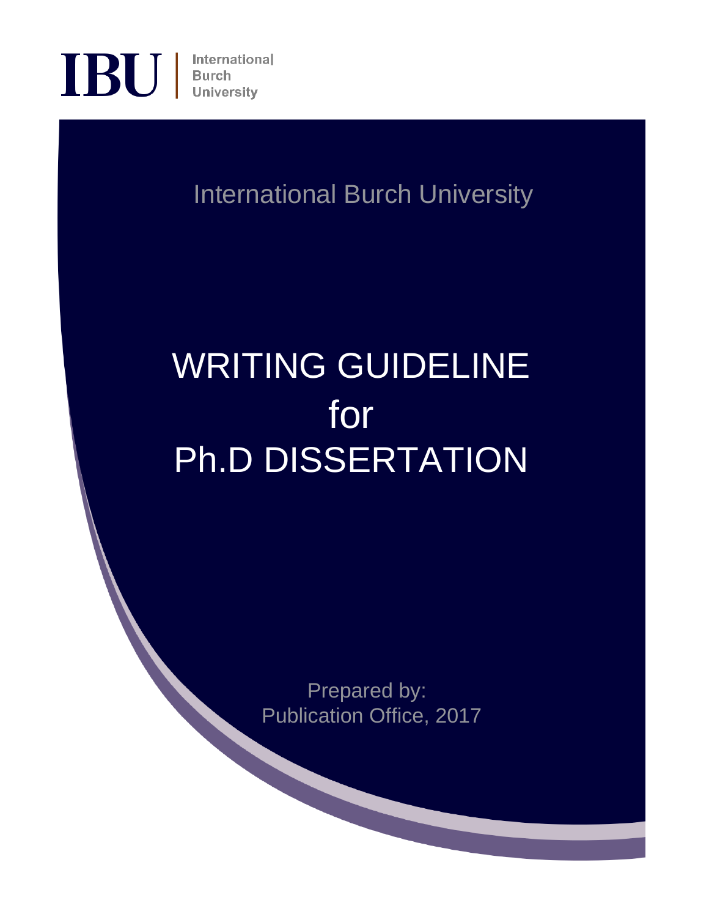IBU | International Burch University

International Burch University

# WRITING GUIDELINE for Ph.D DISSERTATION

Prepared by:
Publication Office, 2017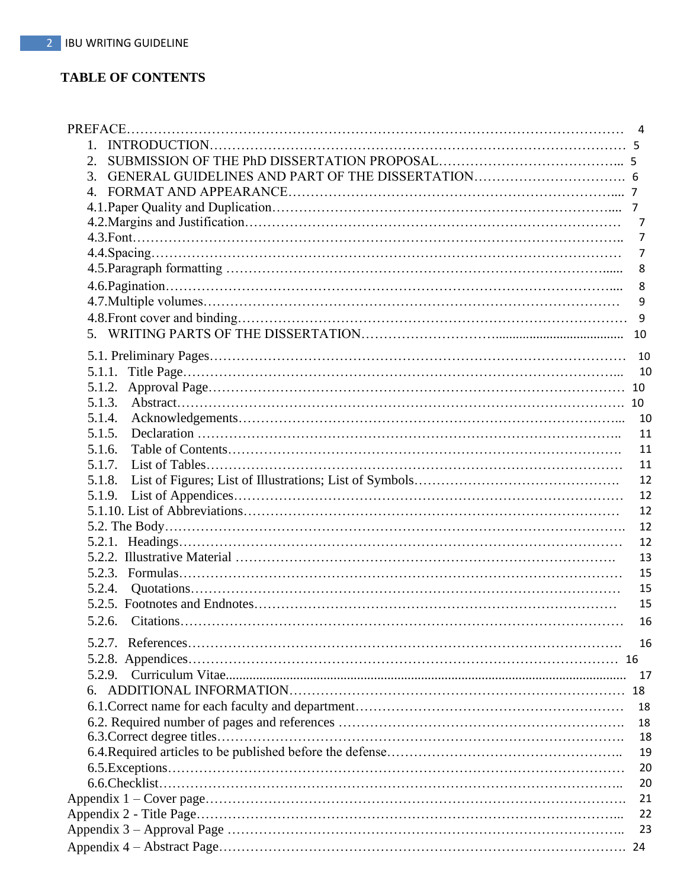**TABLE OF CONTENTS**

PREFACE …… 4

1. INTRODUCTION …… 5
2. SUBMISSION OF THE PhD DISSERTATION PROPOSAL …… 5
3. GENERAL GUIDELINES AND PART OF THE DISSERTATION …… 6
4. FORMAT AND APPEARANCE …… 7

4.1.Paper Quality and Duplication …… 7
4.2.Margins and Justification …… 7
4.3.Font …… 7
4.4.Spacing …… 7
4.5.Paragraph formatting …… 8
4.6.Pagination …… 8
4.7.Multiple volumes …… 9
4.8.Front cover and binding …… 9

5. WRITING PARTS OF THE DISSERTATION …… 10

5.1. Preliminary Pages …… 10
5.1.1. Title Page …… 10
5.1.2. Approval Page …… 10
5.1.3. Abstract …… 10
5.1.4. Acknowledgements …… 10
5.1.5. Declaration …… 11
5.1.6. Table of Contents …… 11
5.1.7. List of Tables …… 11
5.1.8. List of Figures; List of Illustrations; List of Symbols …… 12
5.1.9. List of Appendices …… 12
5.1.10. List of Abbreviations …… 12
5.2. The Body …… 12
5.2.1. Headings …… 12
5.2.2. Illustrative Material …… 13
5.2.3. Formulas …… 15
5.2.4. Quotations …… 15
5.2.5. Footnotes and Endnotes …… 15
5.2.6. Citations …… 16
5.2.7. References …… 16
5.2.8. Appendices …… 16
5.2.9. Curriculum Vitae …… 17

6. ADDITIONAL INFORMATION …… 18

6.1.Correct name for each faculty and department …… 18
6.2. Required number of pages and references …… 18
6.3.Correct degree titles …… 18
6.4.Required articles to be published before the defense …… 19
6.5.Exceptions …… 20
6.6.Checklist …… 20

Appendix 1 – Cover page …… 21
Appendix 2 - Title Page …… 22
Appendix 3 – Approval Page …… 23
Appendix 4 – Abstract Page …… 24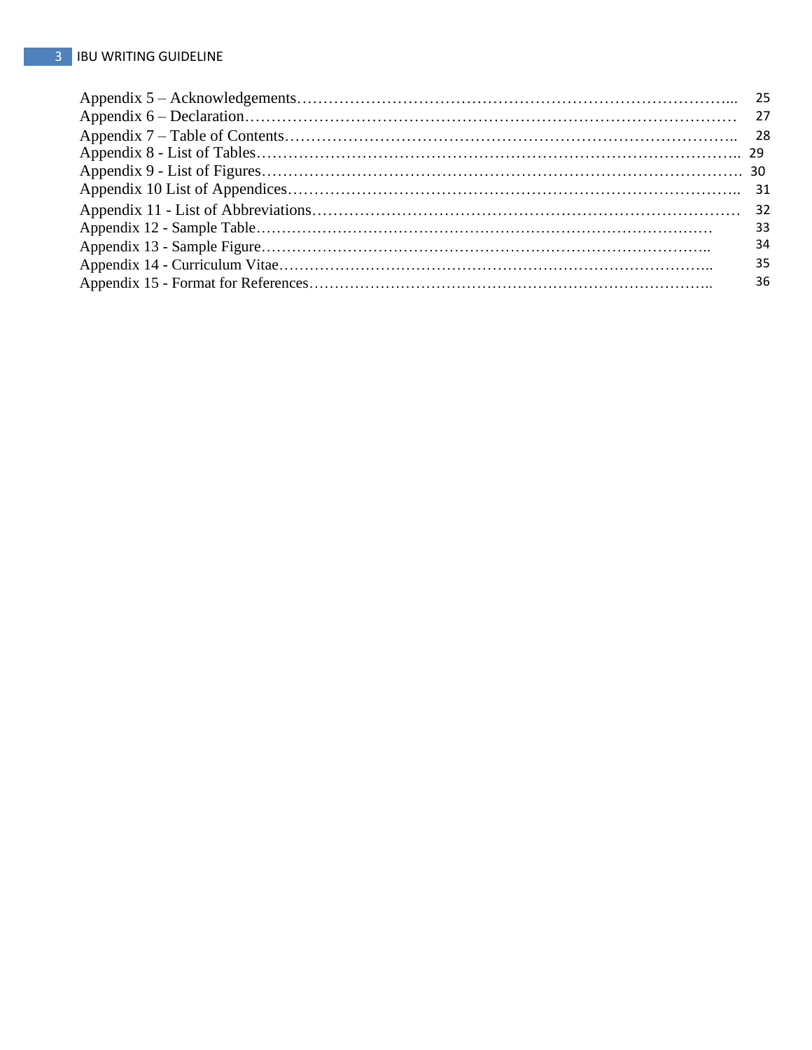Appendix 5 – Acknowledgements……………………………………………………………………... 25
Appendix 6 – Declaration………………………………………………………………………… 27
Appendix 7 – Table of Contents…………………………………………………………………….. 28
Appendix 8 - List of Tables……………………………………………………………………….. 29
Appendix 9 - List of Figures………………………………………………………………………. 30
Appendix 10 List of Appendices……………………………………………………………………. 31
Appendix 11 - List of Abbreviations………………………………………………………………… 32
Appendix 12 - Sample Table……………………………………………………………………… 33
Appendix 13 - Sample Figure……………………………………………………………………….. 34
Appendix 14 - Curriculum Vitae…………………………………………………………………….. 35
Appendix 15 - Format for References……………………………………………………………….. 36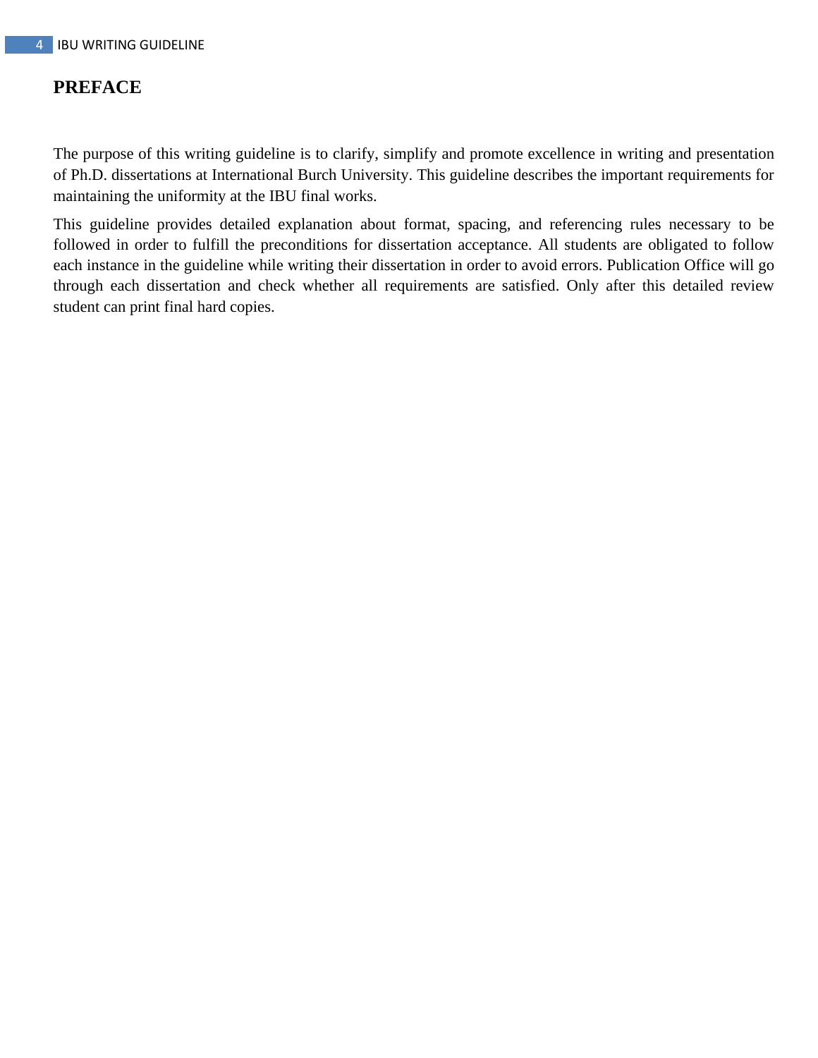# PREFACE

The purpose of this writing guideline is to clarify, simplify and promote excellence in writing and presentation of Ph.D. dissertations at International Burch University. This guideline describes the important requirements for maintaining the uniformity at the IBU final works.

This guideline provides detailed explanation about format, spacing, and referencing rules necessary to be followed in order to fulfill the preconditions for dissertation acceptance. All students are obligated to follow each instance in the guideline while writing their dissertation in order to avoid errors. Publication Office will go through each dissertation and check whether all requirements are satisfied. Only after this detailed review student can print final hard copies.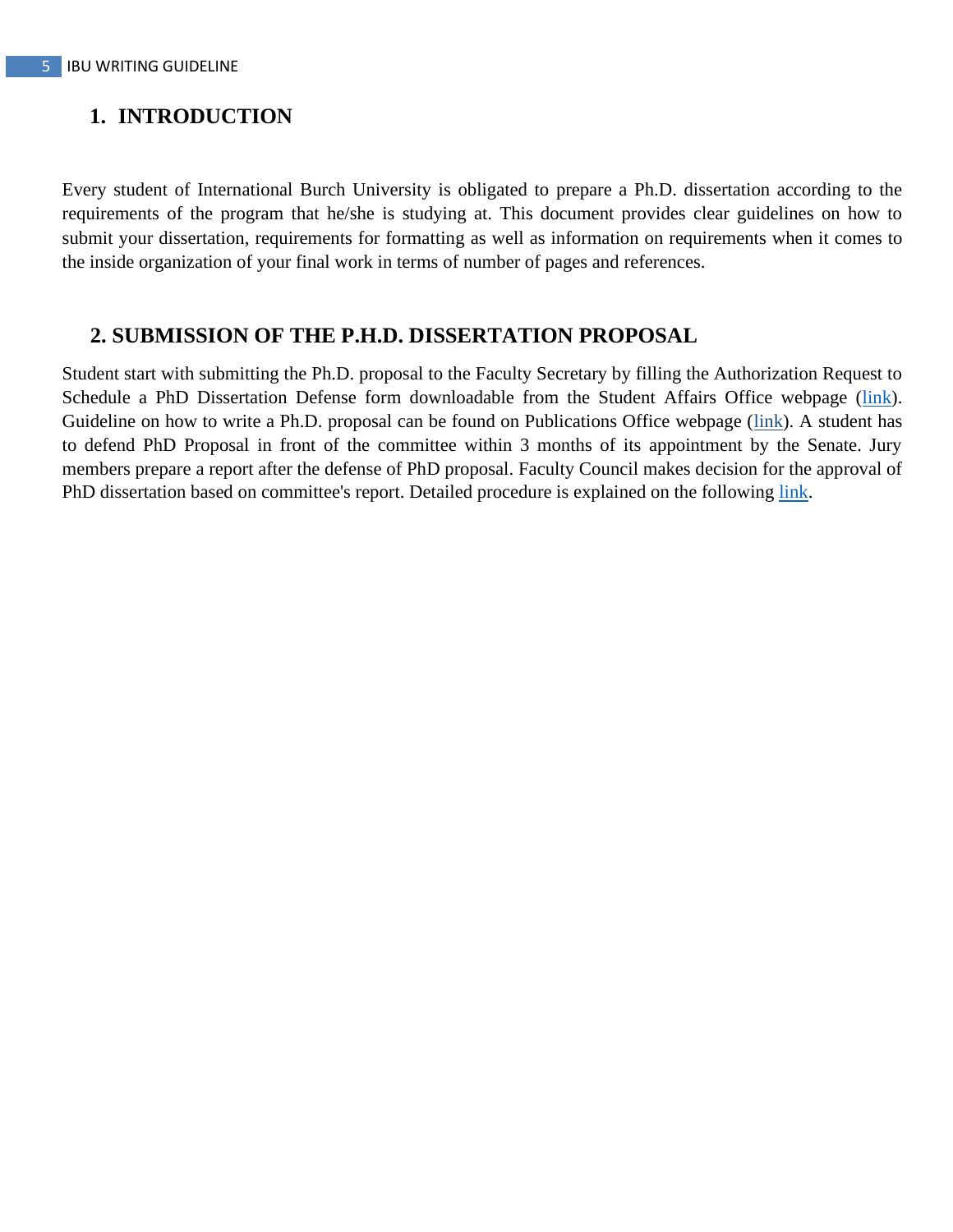# 1. INTRODUCTION

Every student of International Burch University is obligated to prepare a Ph.D. dissertation according to the requirements of the program that he/she is studying at. This document provides clear guidelines on how to submit your dissertation, requirements for formatting as well as information on requirements when it comes to the inside organization of your final work in terms of number of pages and references.

# 2. SUBMISSION OF THE P.H.D. DISSERTATION PROPOSAL

Student start with submitting the Ph.D. proposal to the Faculty Secretary by filling the Authorization Request to Schedule a PhD Dissertation Defense form downloadable from the Student Affairs Office webpage (link). Guideline on how to write a Ph.D. proposal can be found on Publications Office webpage (link). A student has to defend PhD Proposal in front of the committee within 3 months of its appointment by the Senate. Jury members prepare a report after the defense of PhD proposal. Faculty Council makes decision for the approval of PhD dissertation based on committee's report. Detailed procedure is explained on the following link.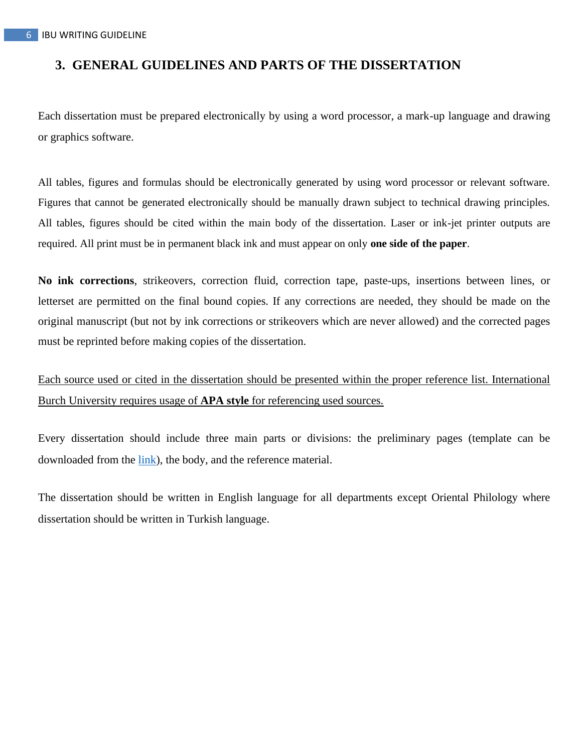# 3. GENERAL GUIDELINES AND PARTS OF THE DISSERTATION

Each dissertation must be prepared electronically by using a word processor, a mark-up language and drawing or graphics software.

All tables, figures and formulas should be electronically generated by using word processor or relevant software. Figures that cannot be generated electronically should be manually drawn subject to technical drawing principles. All tables, figures should be cited within the main body of the dissertation. Laser or ink-jet printer outputs are required. All print must be in permanent black ink and must appear on only **one side of the paper**.

**No ink corrections**, strikeovers, correction fluid, correction tape, paste-ups, insertions between lines, or letterset are permitted on the final bound copies. If any corrections are needed, they should be made on the original manuscript (but not by ink corrections or strikeovers which are never allowed) and the corrected pages must be reprinted before making copies of the dissertation.

<u>Each source used or cited in the dissertation should be presented within the proper reference list. International Burch University requires usage of **APA style** for referencing used sources.</u>

Every dissertation should include three main parts or divisions: the preliminary pages (template can be downloaded from the link), the body, and the reference material.

The dissertation should be written in English language for all departments except Oriental Philology where dissertation should be written in Turkish language.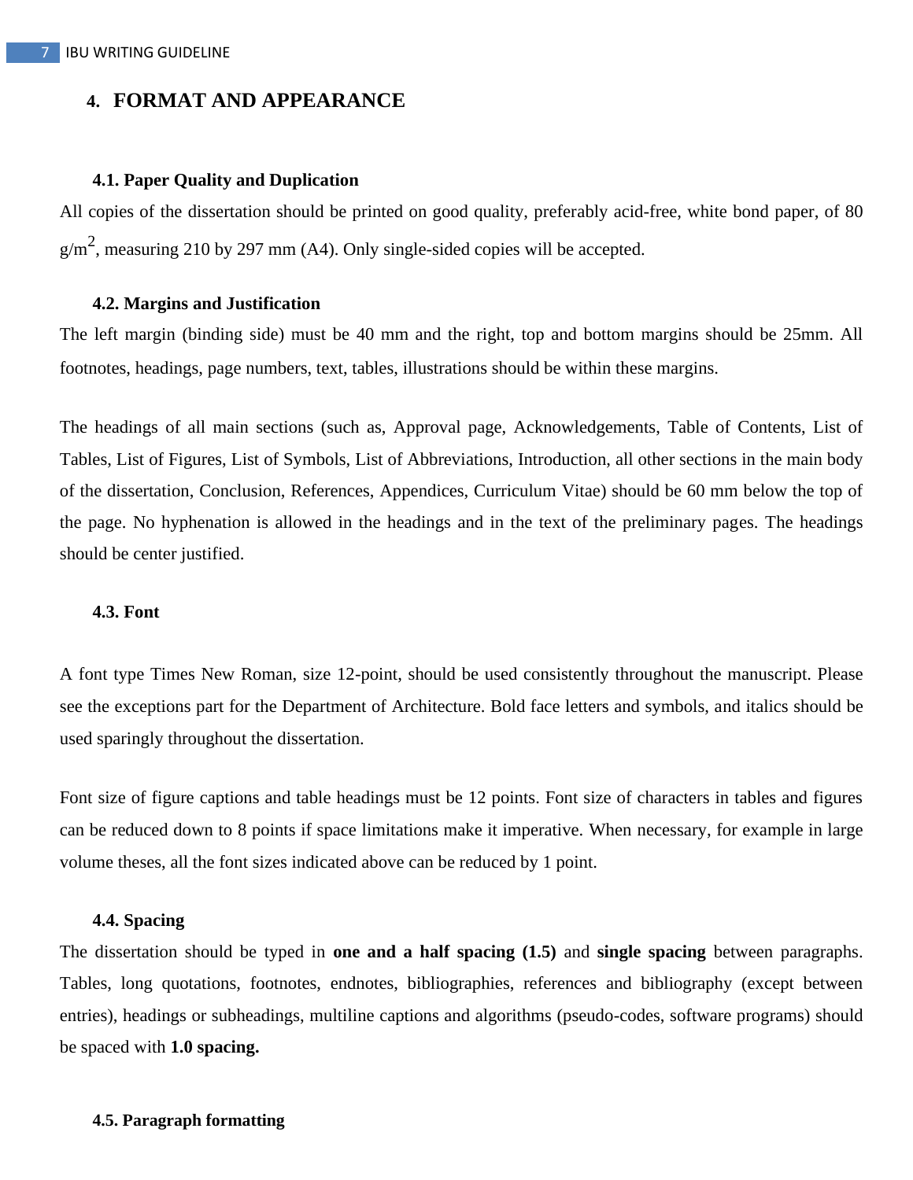# 4. FORMAT AND APPEARANCE

## 4.1. Paper Quality and Duplication

All copies of the dissertation should be printed on good quality, preferably acid-free, white bond paper, of 80 g/$m^2$, measuring 210 by 297 mm (A4). Only single-sided copies will be accepted.

## 4.2. Margins and Justification

The left margin (binding side) must be 40 mm and the right, top and bottom margins should be 25mm. All footnotes, headings, page numbers, text, tables, illustrations should be within these margins.

The headings of all main sections (such as, Approval page, Acknowledgements, Table of Contents, List of Tables, List of Figures, List of Symbols, List of Abbreviations, Introduction, all other sections in the main body of the dissertation, Conclusion, References, Appendices, Curriculum Vitae) should be 60 mm below the top of the page. No hyphenation is allowed in the headings and in the text of the preliminary pages. The headings should be center justified.

## 4.3. Font

A font type Times New Roman, size 12-point, should be used consistently throughout the manuscript. Please see the exceptions part for the Department of Architecture. Bold face letters and symbols, and italics should be used sparingly throughout the dissertation.

Font size of figure captions and table headings must be 12 points. Font size of characters in tables and figures can be reduced down to 8 points if space limitations make it imperative. When necessary, for example in large volume theses, all the font sizes indicated above can be reduced by 1 point.

## 4.4. Spacing

The dissertation should be typed in **one and a half spacing (1.5)** and **single spacing** between paragraphs. Tables, long quotations, footnotes, endnotes, bibliographies, references and bibliography (except between entries), headings or subheadings, multiline captions and algorithms (pseudo-codes, software programs) should be spaced with **1.0 spacing.**

## 4.5. Paragraph formatting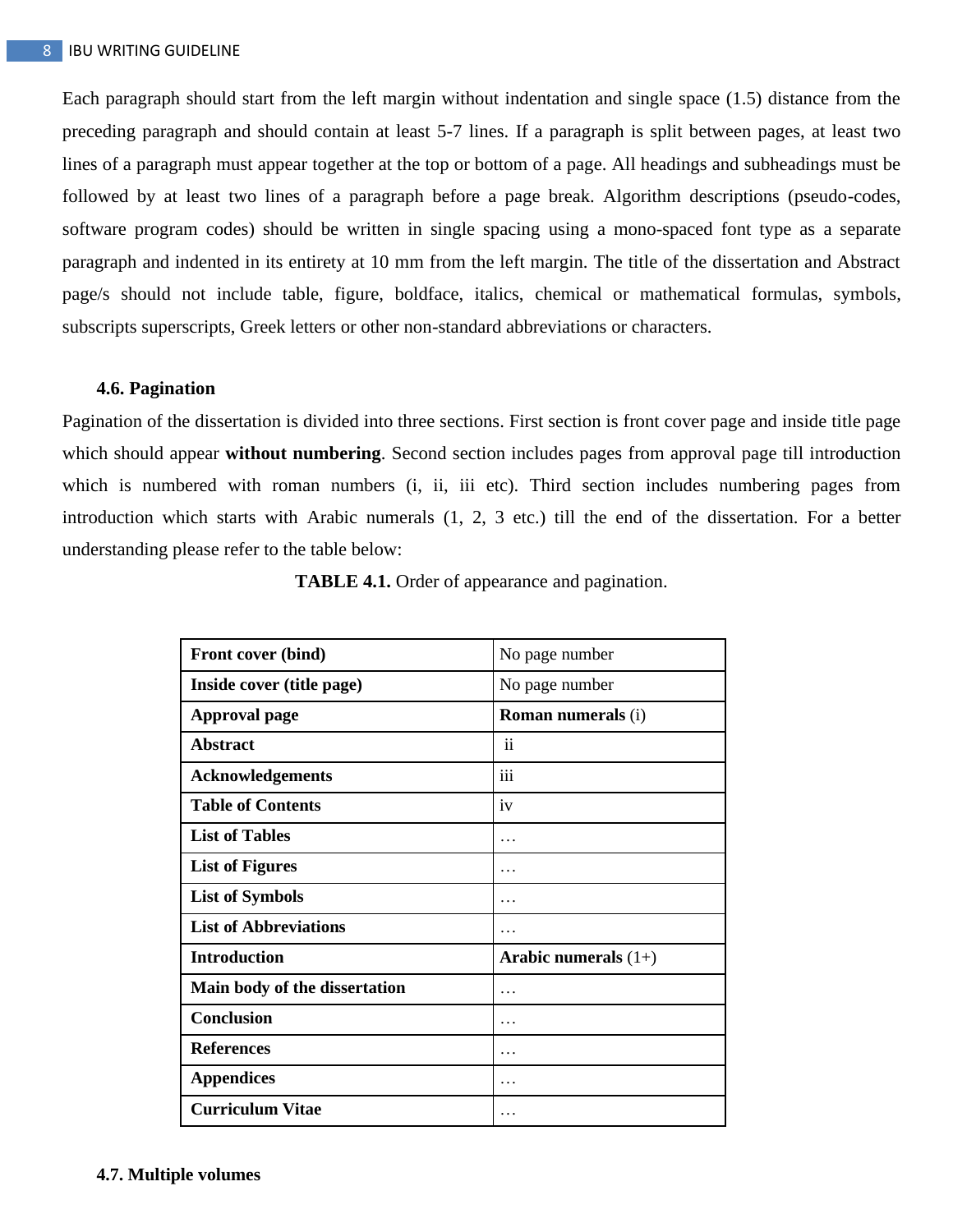Each paragraph should start from the left margin without indentation and single space (1.5) distance from the preceding paragraph and should contain at least 5-7 lines. If a paragraph is split between pages, at least two lines of a paragraph must appear together at the top or bottom of a page. All headings and subheadings must be followed by at least two lines of a paragraph before a page break. Algorithm descriptions (pseudo-codes, software program codes) should be written in single spacing using a mono-spaced font type as a separate paragraph and indented in its entirety at 10 mm from the left margin. The title of the dissertation and Abstract page/s should not include table, figure, boldface, italics, chemical or mathematical formulas, symbols, subscripts superscripts, Greek letters or other non-standard abbreviations or characters.

### 4.6. Pagination

Pagination of the dissertation is divided into three sections. First section is front cover page and inside title page which should appear **without numbering**. Second section includes pages from approval page till introduction which is numbered with roman numbers (i, ii, iii etc). Third section includes numbering pages from introduction which starts with Arabic numerals (1, 2, 3 etc.) till the end of the dissertation. For a better understanding please refer to the table below:

**TABLE 4.1.** Order of appearance and pagination.

| **Front cover (bind)** | No page number |
|---|---|
| **Inside cover (title page)** | No page number |
| **Approval page** | **Roman numerals** (i) |
| **Abstract** | ii |
| **Acknowledgements** | iii |
| **Table of Contents** | iv |
| **List of Tables** | … |
| **List of Figures** | … |
| **List of Symbols** | … |
| **List of Abbreviations** | … |
| **Introduction** | **Arabic numerals** (1+) |
| **Main body of the dissertation** | … |
| **Conclusion** | … |
| **References** | … |
| **Appendices** | … |
| **Curriculum Vitae** | … |

### 4.7. Multiple volumes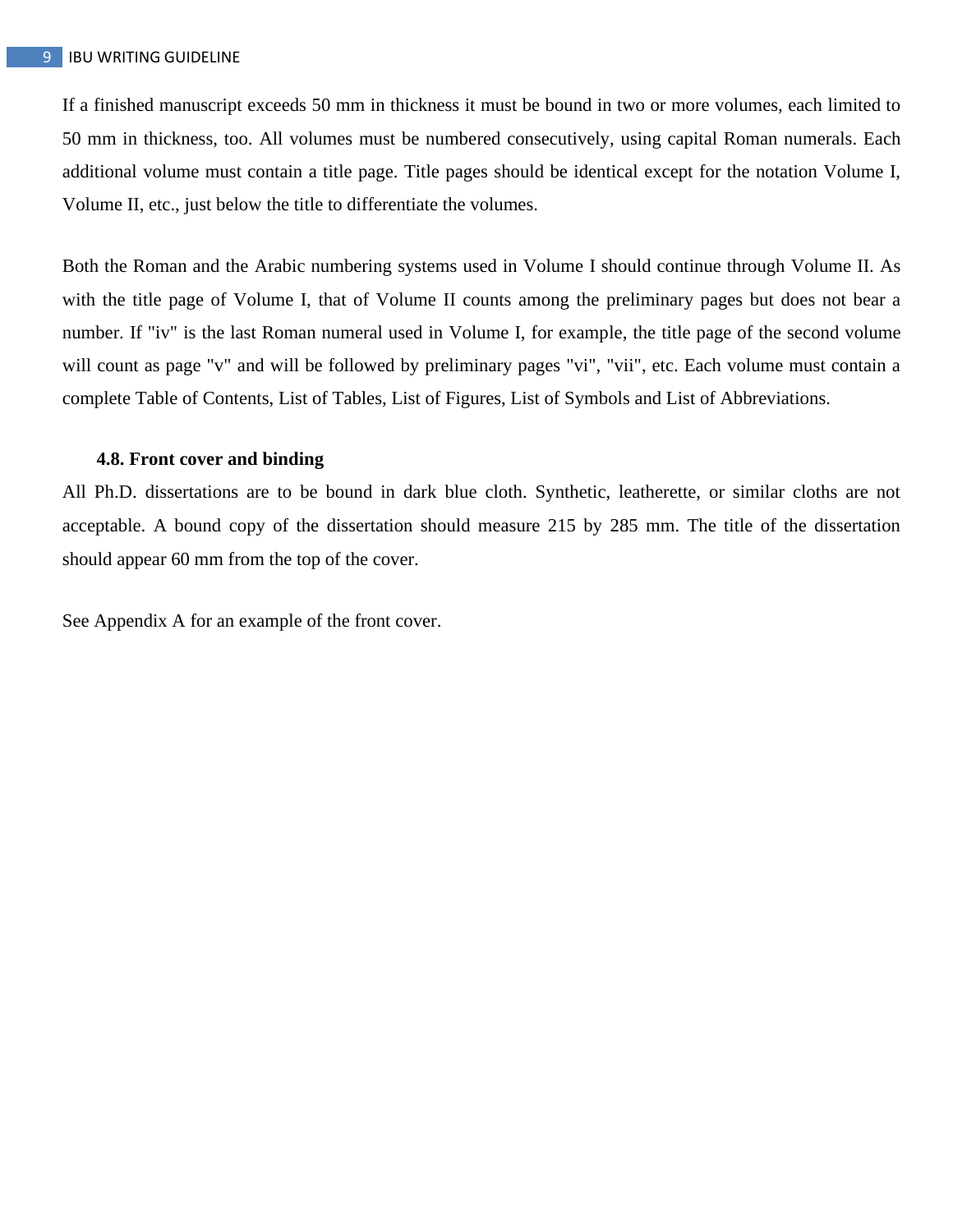If a finished manuscript exceeds 50 mm in thickness it must be bound in two or more volumes, each limited to 50 mm in thickness, too. All volumes must be numbered consecutively, using capital Roman numerals. Each additional volume must contain a title page. Title pages should be identical except for the notation Volume I, Volume II, etc., just below the title to differentiate the volumes.

Both the Roman and the Arabic numbering systems used in Volume I should continue through Volume II. As with the title page of Volume I, that of Volume II counts among the preliminary pages but does not bear a number. If "iv" is the last Roman numeral used in Volume I, for example, the title page of the second volume will count as page "v" and will be followed by preliminary pages "vi", "vii", etc. Each volume must contain a complete Table of Contents, List of Tables, List of Figures, List of Symbols and List of Abbreviations.

### 4.8. Front cover and binding

All Ph.D. dissertations are to be bound in dark blue cloth. Synthetic, leatherette, or similar cloths are not acceptable. A bound copy of the dissertation should measure 215 by 285 mm. The title of the dissertation should appear 60 mm from the top of the cover.

See Appendix A for an example of the front cover.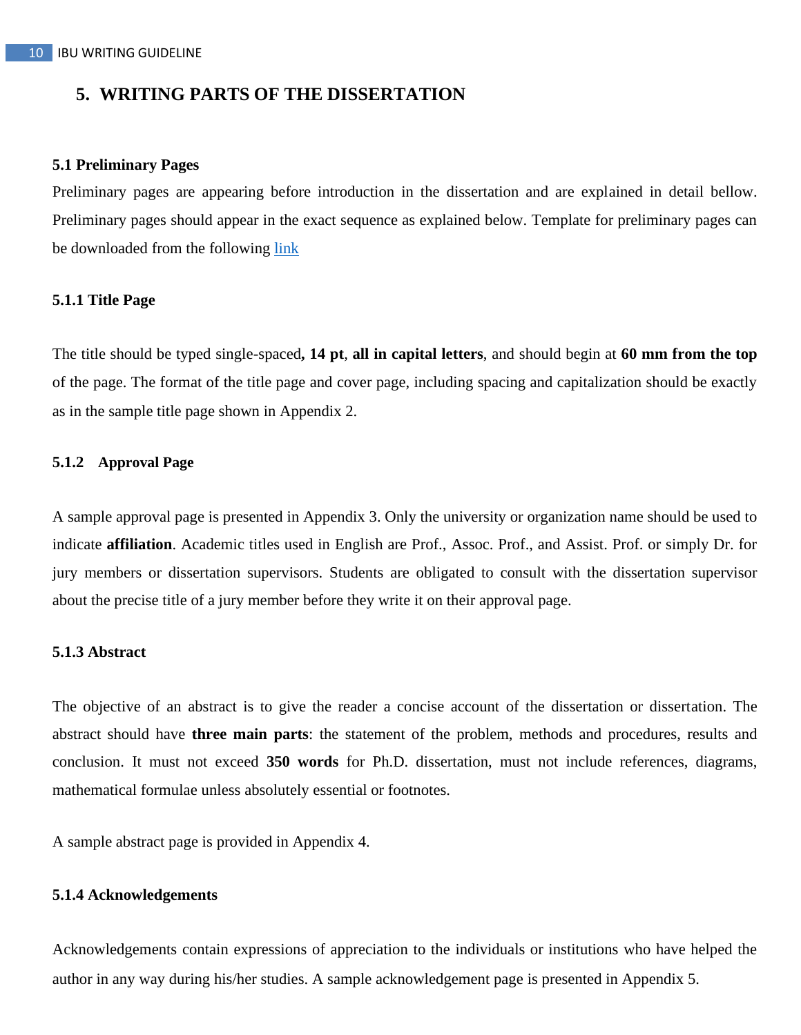# 5. WRITING PARTS OF THE DISSERTATION

## 5.1 Preliminary Pages

Preliminary pages are appearing before introduction in the dissertation and are explained in detail bellow. Preliminary pages should appear in the exact sequence as explained below. Template for preliminary pages can be downloaded from the following link

### 5.1.1 Title Page

The title should be typed single-spaced**, 14 pt**, **all in capital letters**, and should begin at **60 mm from the top** of the page. The format of the title page and cover page, including spacing and capitalization should be exactly as in the sample title page shown in Appendix 2.

### 5.1.2 Approval Page

A sample approval page is presented in Appendix 3. Only the university or organization name should be used to indicate **affiliation**. Academic titles used in English are Prof., Assoc. Prof., and Assist. Prof. or simply Dr. for jury members or dissertation supervisors. Students are obligated to consult with the dissertation supervisor about the precise title of a jury member before they write it on their approval page.

### 5.1.3 Abstract

The objective of an abstract is to give the reader a concise account of the dissertation or dissertation. The abstract should have **three main parts**: the statement of the problem, methods and procedures, results and conclusion. It must not exceed **350 words** for Ph.D. dissertation, must not include references, diagrams, mathematical formulae unless absolutely essential or footnotes.

A sample abstract page is provided in Appendix 4.

### 5.1.4 Acknowledgements

Acknowledgements contain expressions of appreciation to the individuals or institutions who have helped the author in any way during his/her studies. A sample acknowledgement page is presented in Appendix 5.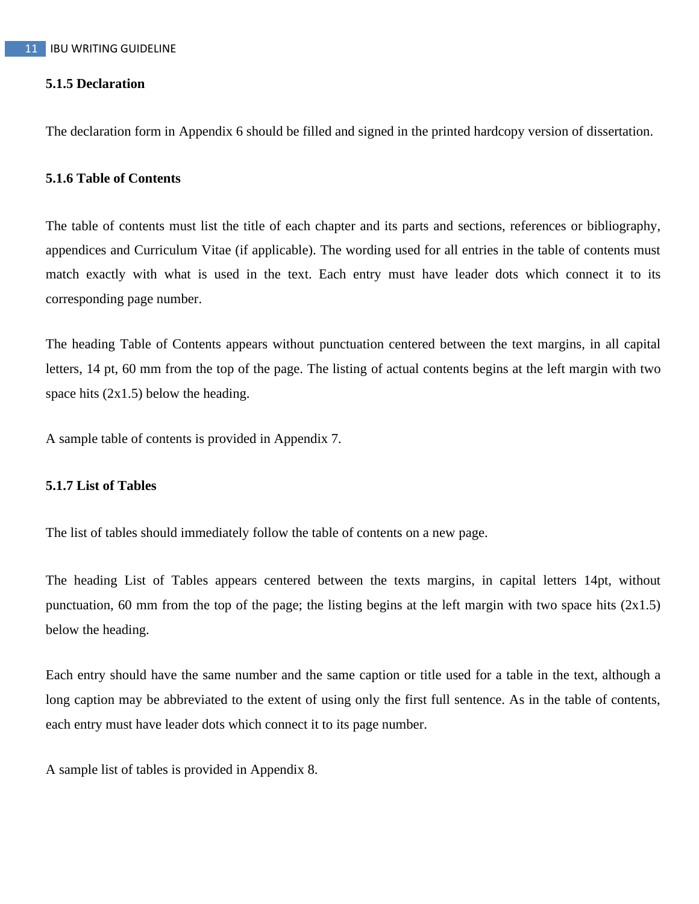### 5.1.5 Declaration

The declaration form in Appendix 6 should be filled and signed in the printed hardcopy version of dissertation.

### 5.1.6 Table of Contents

The table of contents must list the title of each chapter and its parts and sections, references or bibliography, appendices and Curriculum Vitae (if applicable). The wording used for all entries in the table of contents must match exactly with what is used in the text. Each entry must have leader dots which connect it to its corresponding page number.

The heading Table of Contents appears without punctuation centered between the text margins, in all capital letters, 14 pt, 60 mm from the top of the page. The listing of actual contents begins at the left margin with two space hits (2x1.5) below the heading.

A sample table of contents is provided in Appendix 7.

### 5.1.7 List of Tables

The list of tables should immediately follow the table of contents on a new page.

The heading List of Tables appears centered between the texts margins, in capital letters 14pt, without punctuation, 60 mm from the top of the page; the listing begins at the left margin with two space hits (2x1.5) below the heading.

Each entry should have the same number and the same caption or title used for a table in the text, although a long caption may be abbreviated to the extent of using only the first full sentence. As in the table of contents, each entry must have leader dots which connect it to its page number.

A sample list of tables is provided in Appendix 8.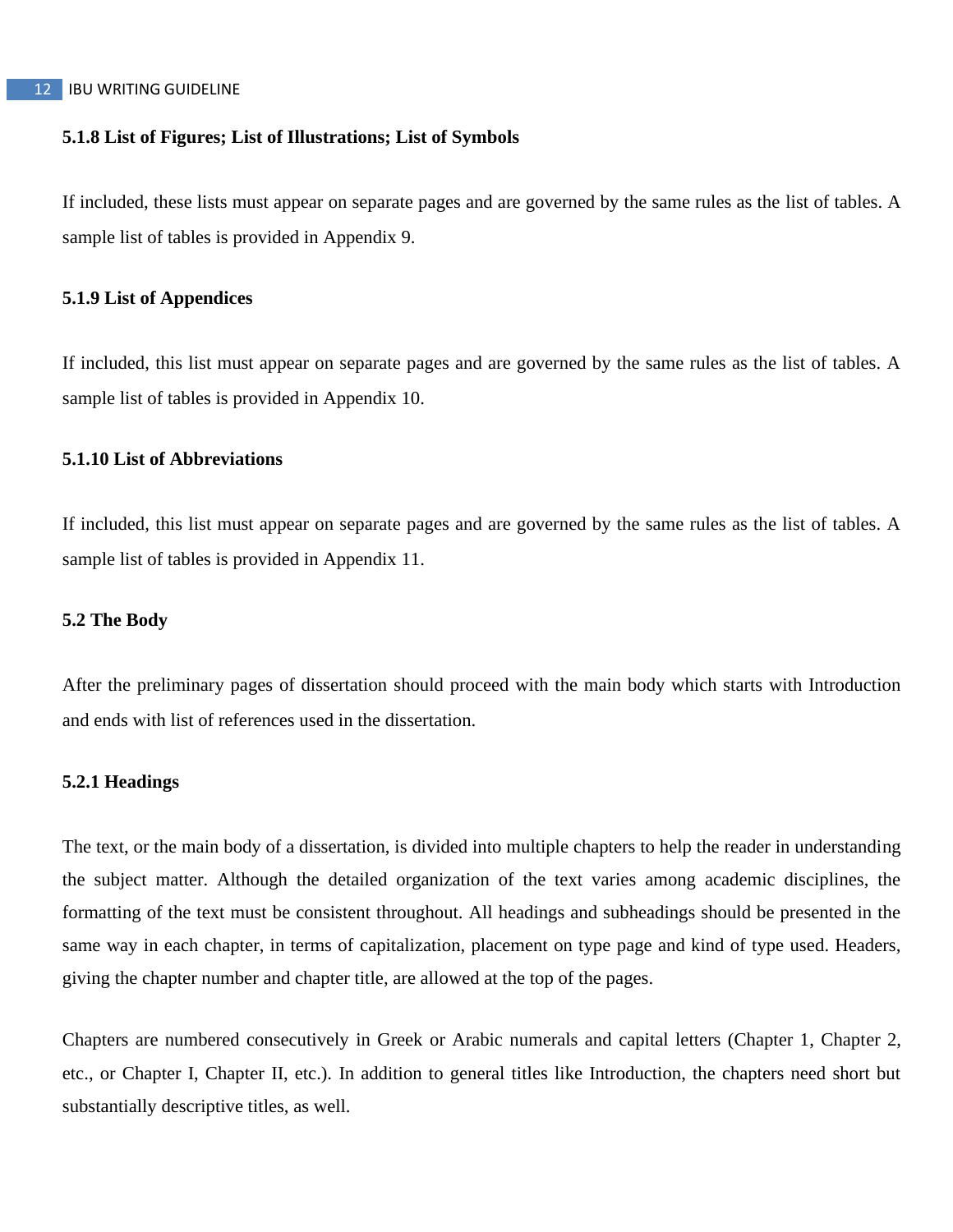### 5.1.8 List of Figures; List of Illustrations; List of Symbols

If included, these lists must appear on separate pages and are governed by the same rules as the list of tables. A sample list of tables is provided in Appendix 9.

### 5.1.9 List of Appendices

If included, this list must appear on separate pages and are governed by the same rules as the list of tables. A sample list of tables is provided in Appendix 10.

### 5.1.10 List of Abbreviations

If included, this list must appear on separate pages and are governed by the same rules as the list of tables. A sample list of tables is provided in Appendix 11.

## 5.2 The Body

After the preliminary pages of dissertation should proceed with the main body which starts with Introduction and ends with list of references used in the dissertation.

### 5.2.1 Headings

The text, or the main body of a dissertation, is divided into multiple chapters to help the reader in understanding the subject matter. Although the detailed organization of the text varies among academic disciplines, the formatting of the text must be consistent throughout. All headings and subheadings should be presented in the same way in each chapter, in terms of capitalization, placement on type page and kind of type used. Headers, giving the chapter number and chapter title, are allowed at the top of the pages.

Chapters are numbered consecutively in Greek or Arabic numerals and capital letters (Chapter 1, Chapter 2, etc., or Chapter I, Chapter II, etc.). In addition to general titles like Introduction, the chapters need short but substantially descriptive titles, as well.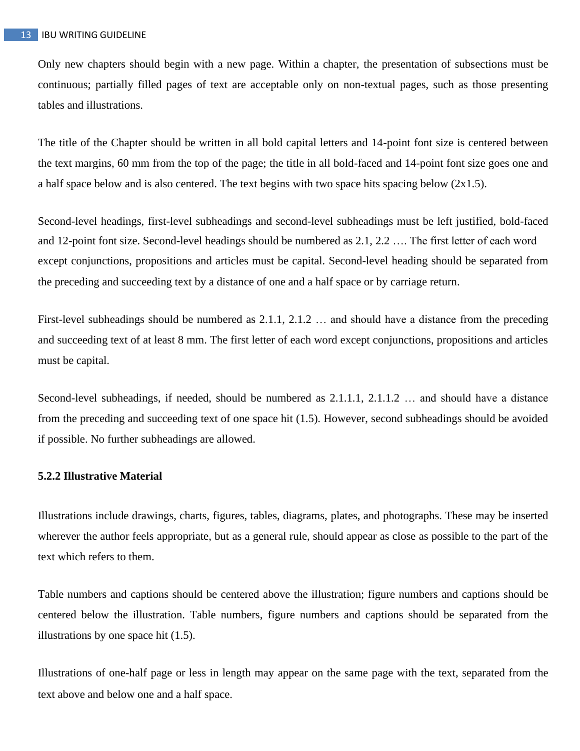Only new chapters should begin with a new page. Within a chapter, the presentation of subsections must be continuous; partially filled pages of text are acceptable only on non-textual pages, such as those presenting tables and illustrations.

The title of the Chapter should be written in all bold capital letters and 14-point font size is centered between the text margins, 60 mm from the top of the page; the title in all bold-faced and 14-point font size goes one and a half space below and is also centered. The text begins with two space hits spacing below (2x1.5).

Second-level headings, first-level subheadings and second-level subheadings must be left justified, bold-faced and 12-point font size. Second-level headings should be numbered as 2.1, 2.2 …. The first letter of each word except conjunctions, propositions and articles must be capital. Second-level heading should be separated from the preceding and succeeding text by a distance of one and a half space or by carriage return.

First-level subheadings should be numbered as 2.1.1, 2.1.2 … and should have a distance from the preceding and succeeding text of at least 8 mm. The first letter of each word except conjunctions, propositions and articles must be capital.

Second-level subheadings, if needed, should be numbered as 2.1.1.1, 2.1.1.2 … and should have a distance from the preceding and succeeding text of one space hit (1.5). However, second subheadings should be avoided if possible. No further subheadings are allowed.

### 5.2.2 Illustrative Material

Illustrations include drawings, charts, figures, tables, diagrams, plates, and photographs. These may be inserted wherever the author feels appropriate, but as a general rule, should appear as close as possible to the part of the text which refers to them.

Table numbers and captions should be centered above the illustration; figure numbers and captions should be centered below the illustration. Table numbers, figure numbers and captions should be separated from the illustrations by one space hit (1.5).

Illustrations of one-half page or less in length may appear on the same page with the text, separated from the text above and below one and a half space.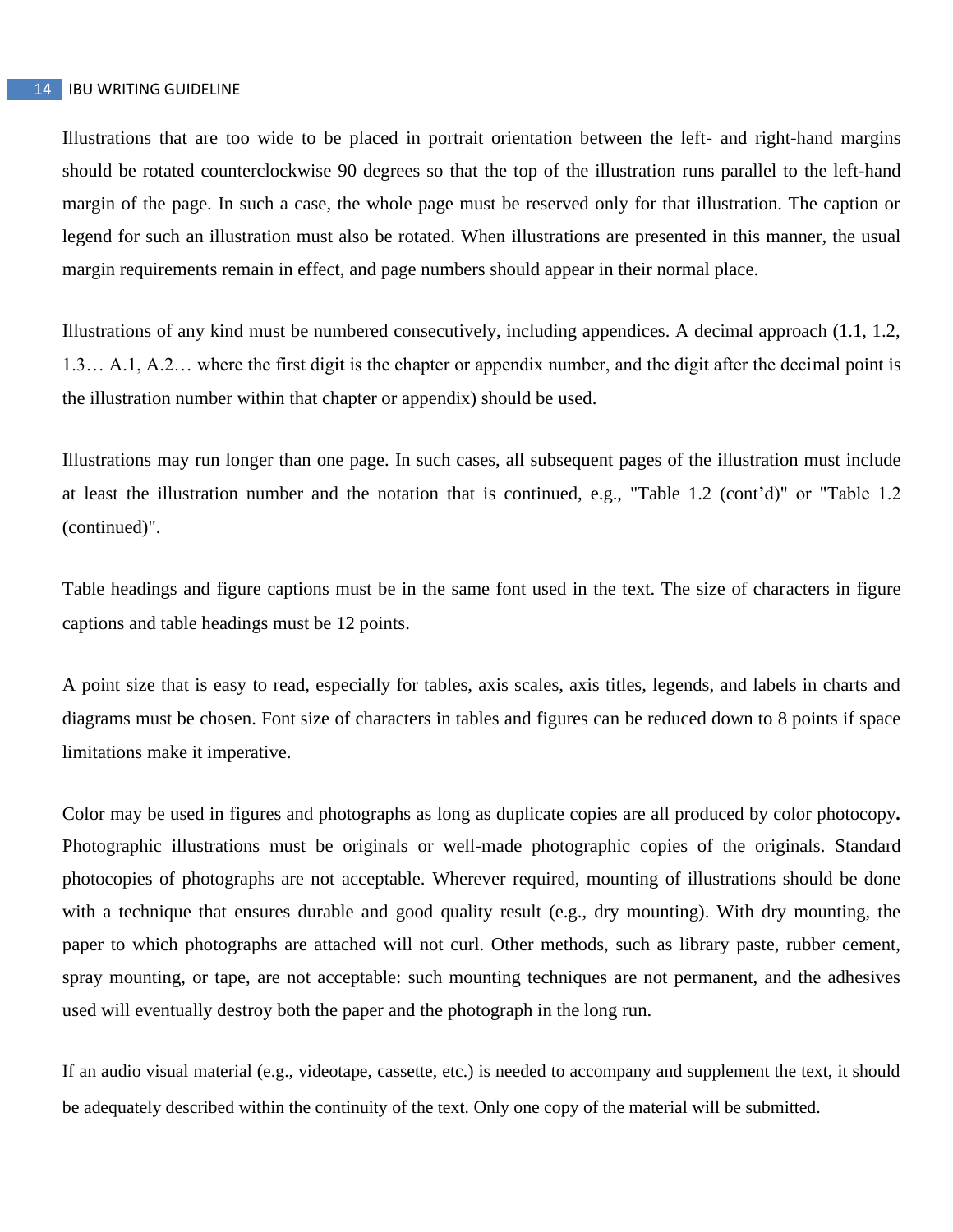Illustrations that are too wide to be placed in portrait orientation between the left- and right-hand margins should be rotated counterclockwise 90 degrees so that the top of the illustration runs parallel to the left-hand margin of the page. In such a case, the whole page must be reserved only for that illustration. The caption or legend for such an illustration must also be rotated. When illustrations are presented in this manner, the usual margin requirements remain in effect, and page numbers should appear in their normal place.

Illustrations of any kind must be numbered consecutively, including appendices. A decimal approach (1.1, 1.2, 1.3… A.1, A.2… where the first digit is the chapter or appendix number, and the digit after the decimal point is the illustration number within that chapter or appendix) should be used.

Illustrations may run longer than one page. In such cases, all subsequent pages of the illustration must include at least the illustration number and the notation that is continued, e.g., "Table 1.2 (cont'd)" or "Table 1.2 (continued)".

Table headings and figure captions must be in the same font used in the text. The size of characters in figure captions and table headings must be 12 points.

A point size that is easy to read, especially for tables, axis scales, axis titles, legends, and labels in charts and diagrams must be chosen. Font size of characters in tables and figures can be reduced down to 8 points if space limitations make it imperative.

Color may be used in figures and photographs as long as duplicate copies are all produced by color photocopy**.** Photographic illustrations must be originals or well-made photographic copies of the originals. Standard photocopies of photographs are not acceptable. Wherever required, mounting of illustrations should be done with a technique that ensures durable and good quality result (e.g., dry mounting). With dry mounting, the paper to which photographs are attached will not curl. Other methods, such as library paste, rubber cement, spray mounting, or tape, are not acceptable: such mounting techniques are not permanent, and the adhesives used will eventually destroy both the paper and the photograph in the long run.

If an audio visual material (e.g., videotape, cassette, etc.) is needed to accompany and supplement the text, it should be adequately described within the continuity of the text. Only one copy of the material will be submitted.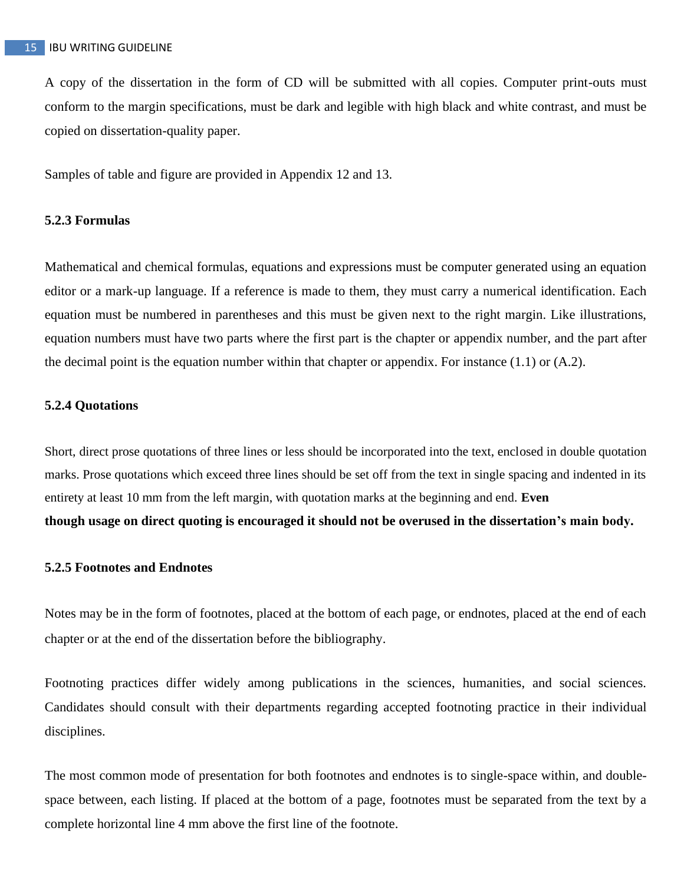A copy of the dissertation in the form of CD will be submitted with all copies. Computer print-outs must conform to the margin specifications, must be dark and legible with high black and white contrast, and must be copied on dissertation-quality paper.

Samples of table and figure are provided in Appendix 12 and 13.

### 5.2.3 Formulas

Mathematical and chemical formulas, equations and expressions must be computer generated using an equation editor or a mark-up language. If a reference is made to them, they must carry a numerical identification. Each equation must be numbered in parentheses and this must be given next to the right margin. Like illustrations, equation numbers must have two parts where the first part is the chapter or appendix number, and the part after the decimal point is the equation number within that chapter or appendix. For instance (1.1) or (A.2).

### 5.2.4 Quotations

Short, direct prose quotations of three lines or less should be incorporated into the text, enclosed in double quotation marks. Prose quotations which exceed three lines should be set off from the text in single spacing and indented in its entirety at least 10 mm from the left margin, with quotation marks at the beginning and end. **Even though usage on direct quoting is encouraged it should not be overused in the dissertation's main body.**

### 5.2.5 Footnotes and Endnotes

Notes may be in the form of footnotes, placed at the bottom of each page, or endnotes, placed at the end of each chapter or at the end of the dissertation before the bibliography.

Footnoting practices differ widely among publications in the sciences, humanities, and social sciences. Candidates should consult with their departments regarding accepted footnoting practice in their individual disciplines.

The most common mode of presentation for both footnotes and endnotes is to single-space within, and double-space between, each listing. If placed at the bottom of a page, footnotes must be separated from the text by a complete horizontal line 4 mm above the first line of the footnote.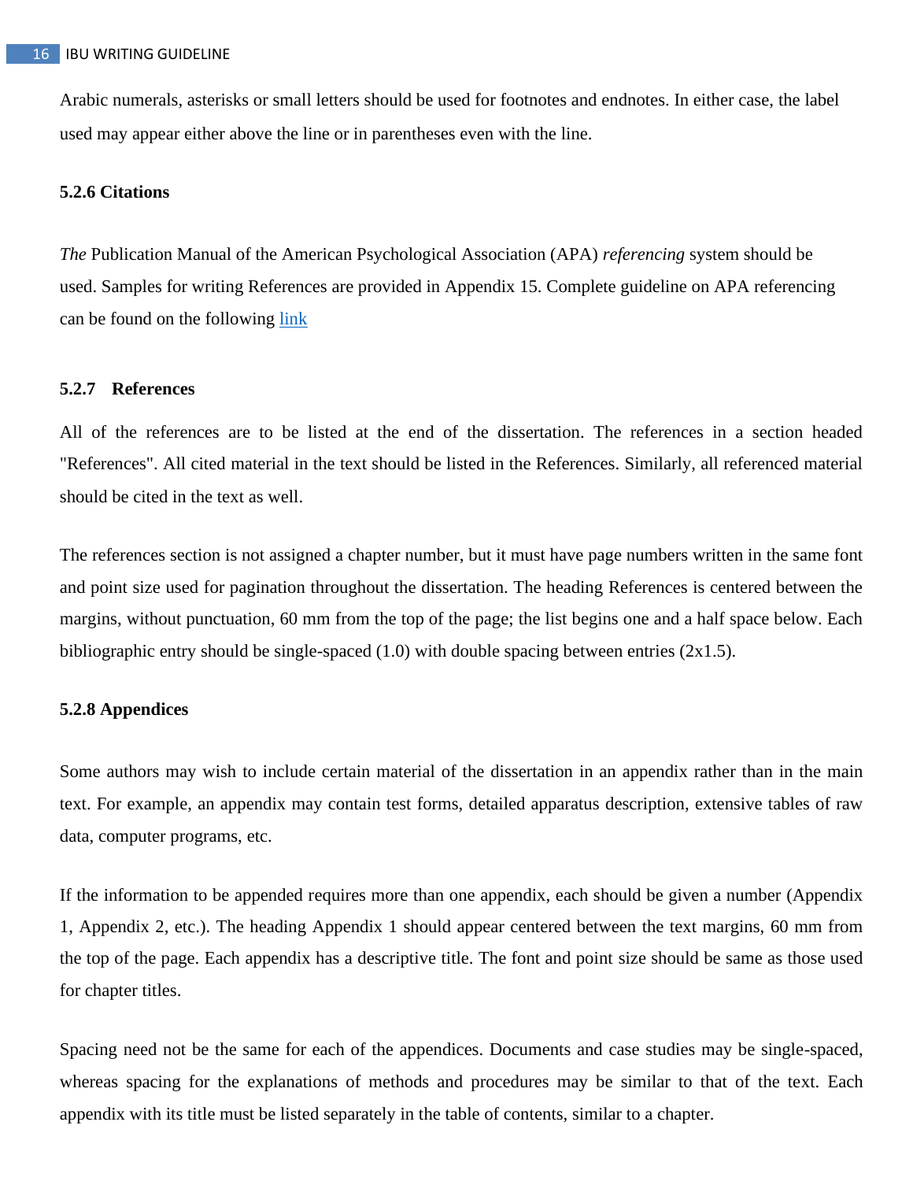Arabic numerals, asterisks or small letters should be used for footnotes and endnotes. In either case, the label used may appear either above the line or in parentheses even with the line.

#### 5.2.6 Citations

*The* Publication Manual of the American Psychological Association (APA) *referencing* system should be used. Samples for writing References are provided in Appendix 15. Complete guideline on APA referencing can be found on the following link

#### 5.2.7 References

All of the references are to be listed at the end of the dissertation. The references in a section headed "References". All cited material in the text should be listed in the References. Similarly, all referenced material should be cited in the text as well.

The references section is not assigned a chapter number, but it must have page numbers written in the same font and point size used for pagination throughout the dissertation. The heading References is centered between the margins, without punctuation, 60 mm from the top of the page; the list begins one and a half space below. Each bibliographic entry should be single-spaced (1.0) with double spacing between entries (2x1.5).

#### 5.2.8 Appendices

Some authors may wish to include certain material of the dissertation in an appendix rather than in the main text. For example, an appendix may contain test forms, detailed apparatus description, extensive tables of raw data, computer programs, etc.

If the information to be appended requires more than one appendix, each should be given a number (Appendix 1, Appendix 2, etc.). The heading Appendix 1 should appear centered between the text margins, 60 mm from the top of the page. Each appendix has a descriptive title. The font and point size should be same as those used for chapter titles.

Spacing need not be the same for each of the appendices. Documents and case studies may be single-spaced, whereas spacing for the explanations of methods and procedures may be similar to that of the text. Each appendix with its title must be listed separately in the table of contents, similar to a chapter.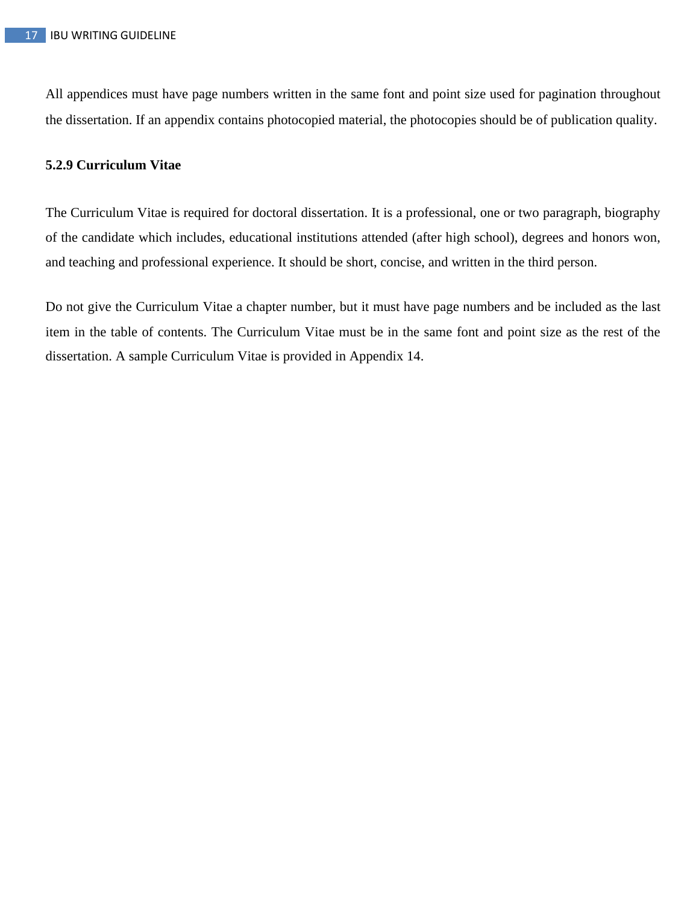All appendices must have page numbers written in the same font and point size used for pagination throughout the dissertation. If an appendix contains photocopied material, the photocopies should be of publication quality.

#### 5.2.9 Curriculum Vitae

The Curriculum Vitae is required for doctoral dissertation. It is a professional, one or two paragraph, biography of the candidate which includes, educational institutions attended (after high school), degrees and honors won, and teaching and professional experience. It should be short, concise, and written in the third person.

Do not give the Curriculum Vitae a chapter number, but it must have page numbers and be included as the last item in the table of contents. The Curriculum Vitae must be in the same font and point size as the rest of the dissertation. A sample Curriculum Vitae is provided in Appendix 14.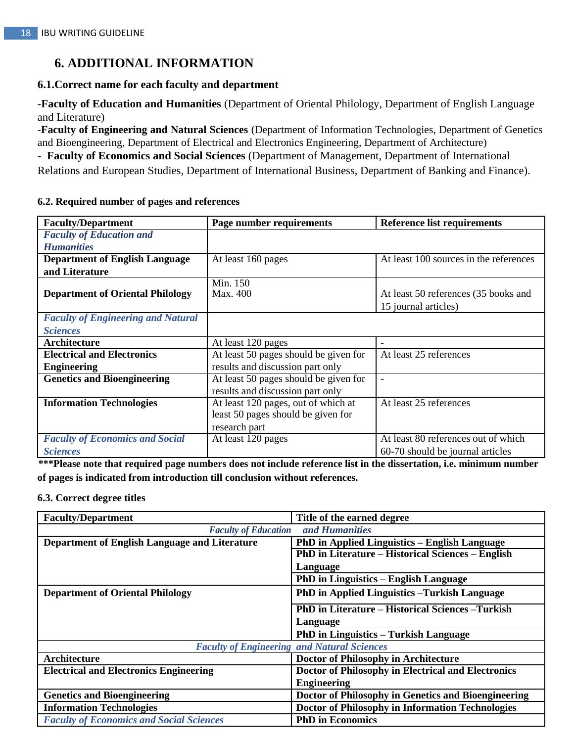# 6. ADDITIONAL INFORMATION

## 6.1.Correct name for each faculty and department

-**Faculty of Education and Humanities** (Department of Oriental Philology, Department of English Language and Literature)
-**Faculty of Engineering and Natural Sciences** (Department of Information Technologies, Department of Genetics and Bioengineering, Department of Electrical and Electronics Engineering, Department of Architecture)
- **Faculty of Economics and Social Sciences** (Department of Management, Department of International Relations and European Studies, Department of International Business, Department of Banking and Finance).

## 6.2. Required number of pages and references

| Faculty/Department | Page number requirements | Reference list requirements |
|---|---|---|
| ***Faculty of Education and Humanities*** | | |
| **Department of English Language and Literature** | At least 160 pages | At least 100 sources in the references |
| **Department of Oriental Philology** | Min. 150<br>Max. 400 | At least 50 references (35 books and 15 journal articles) |
| ***Faculty of Engineering and Natural Sciences*** | | |
| **Architecture** | At least 120 pages | - |
| **Electrical and Electronics Engineering** | At least 50 pages should be given for results and discussion part only | At least 25 references |
| **Genetics and Bioengineering** | At least 50 pages should be given for results and discussion part only | - |
| **Information Technologies** | At least 120 pages, out of which at least 50 pages should be given for research part | At least 25 references |
| ***Faculty of Economics and Social Sciences*** | At least 120 pages | At least 80 references out of which 60-70 should be journal articles |

**\*\*\*Please note that required page numbers does not include reference list in the dissertation, i.e. minimum number of pages is indicated from introduction till conclusion without references.**

## 6.3. Correct degree titles

| Faculty/Department | Title of the earned degree |
|---|---|
| ***Faculty of Education and Humanities*** | |
| **Department of English Language and Literature** | **PhD in Applied Linguistics – English Language** |
| | **PhD in Literature – Historical Sciences – English Language** |
| | **PhD in Linguistics – English Language** |
| **Department of Oriental Philology** | **PhD in Applied Linguistics –Turkish Language** |
| | **PhD in Literature – Historical Sciences –Turkish Language** |
| | **PhD in Linguistics – Turkish Language** |
| ***Faculty of Engineering and Natural Sciences*** | |
| **Architecture** | **Doctor of Philosophy in Architecture** |
| **Electrical and Electronics Engineering** | **Doctor of Philosophy in Electrical and Electronics Engineering** |
| **Genetics and Bioengineering** | **Doctor of Philosophy in Genetics and Bioengineering** |
| **Information Technologies** | **Doctor of Philosophy in Information Technologies** |
| ***Faculty of Economics and Social Sciences*** | **PhD in Economics** |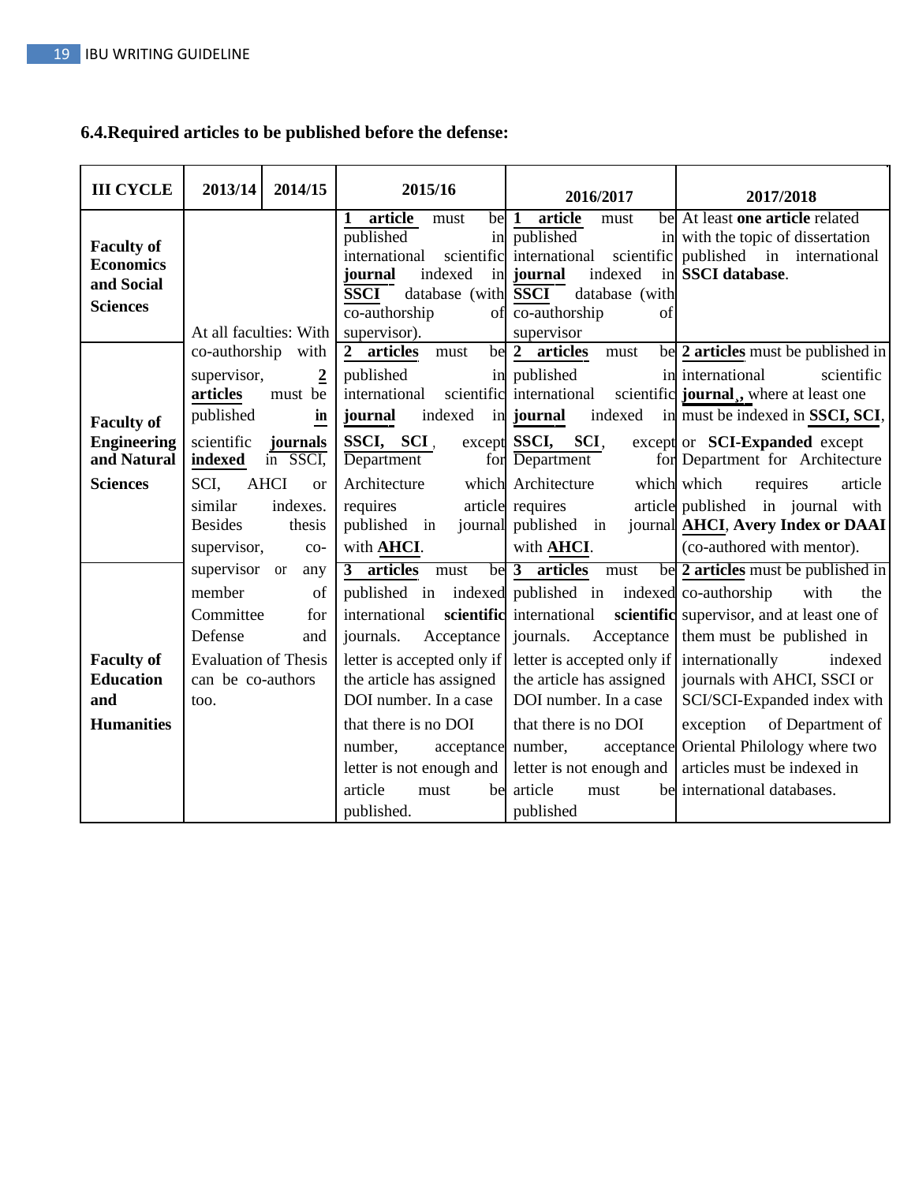### 6.4.Required articles to be published before the defense:

| III CYCLE | 2013/14 | 2014/15 | 2015/16 | 2016/2017 | 2017/2018 |
|---|---|---|---|---|---|
| **Faculty of Economics and Social Sciences** | At all faculties: With co-authorship with supervisor, **2 articles** must be published **in** scientific **journals indexed** in SSCI, SCI, AHCI or similar indexes. Besides thesis supervisor, co-supervisor or any member of Committee for Defense and Evaluation of Thesis can be co-authors too. | | **1 article** must be published in international scientific **journal** indexed in **SSCI** database (with co-authorship of supervisor). | **1 article** must be published in international scientific **journal** indexed in **SSCI** database (with co-authorship of supervisor | At least **one article** related with the topic of dissertation published in international **SSCI database**. |
| **Faculty of Engineering and Natural Sciences** | | | **2 articles** must be published in international scientific **journal** indexed in **SSCI, SCI**, except Department for Architecture which requires article published in journal with **AHCI**. | **2 articles** must be published in international scientific **journal** indexed in **SSCI, SCI**, except Department for Architecture which requires article published in journal with **AHCI**. | **2 articles** must be published in international scientific **journal,**, where at least one must be indexed in **SSCI, SCI**, or **SCI-Expanded** except Department for Architecture which requires article published in journal with **AHCI**, **Avery Index or DAAI** (co-authored with mentor). |
| **Faculty of Education and Humanities** | | | **3 articles** must be published in indexed international **scientific** journals. Acceptance letter is accepted only if the article has assigned DOI number. In a case that there is no DOI number, acceptance letter is not enough and article must be published. | **3 articles** must be published in indexed international **scientific** journals. Acceptance letter is accepted only if the article has assigned DOI number. In a case that there is no DOI number, acceptance letter is not enough and article must be published | **2 articles** must be published in co-authorship with the supervisor, and at least one of them must be published in internationally indexed journals with AHCI, SSCI or SCI/SCI-Expanded index with exception of Department of Oriental Philology where two articles must be indexed in international databases. |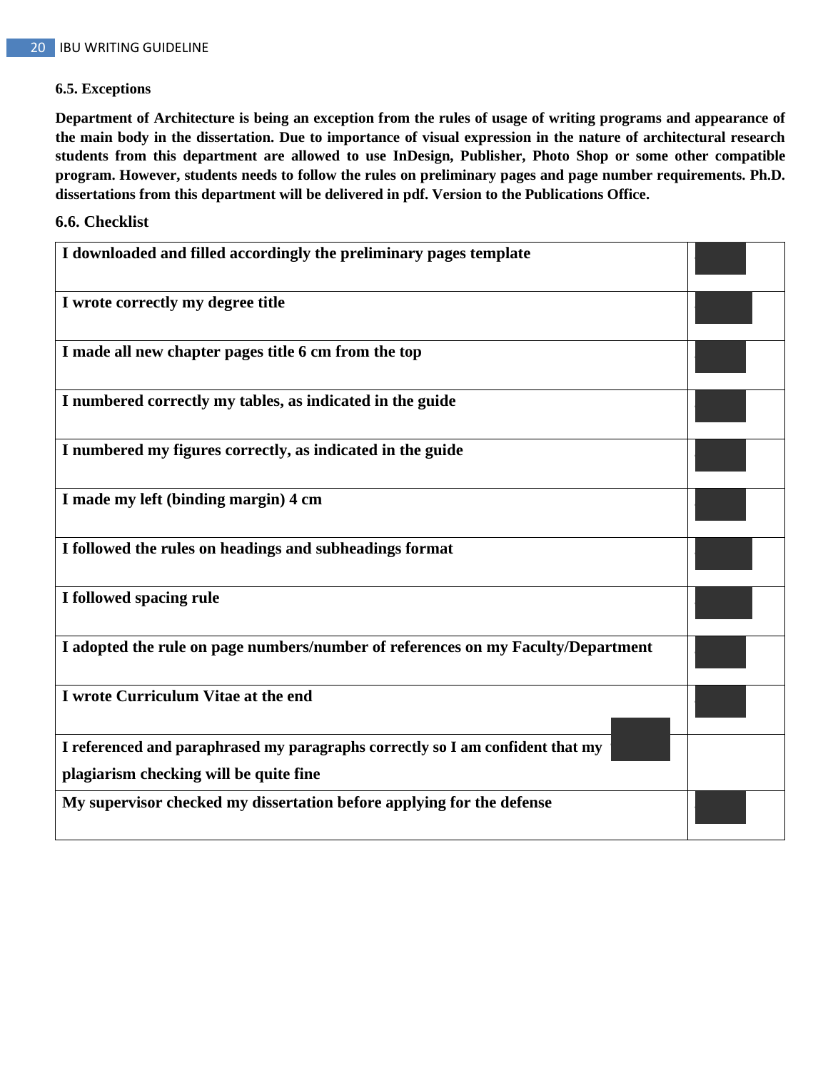### 6.5. Exceptions

**Department of Architecture is being an exception from the rules of usage of writing programs and appearance of the main body in the dissertation. Due to importance of visual expression in the nature of architectural research students from this department are allowed to use InDesign, Publisher, Photo Shop or some other compatible program. However, students needs to follow the rules on preliminary pages and page number requirements. Ph.D. dissertations from this department will be delivered in pdf. Version to the Publications Office.**

### 6.6. Checklist

| | |
|---|---|
| **I downloaded and filled accordingly the preliminary pages template** | |
| **I wrote correctly my degree title** | |
| **I made all new chapter pages title 6 cm from the top** | |
| **I numbered correctly my tables, as indicated in the guide** | |
| **I numbered my figures correctly, as indicated in the guide** | |
| **I made my left (binding margin) 4 cm** | |
| **I followed the rules on headings and subheadings format** | |
| **I followed spacing rule** | |
| **I adopted the rule on page numbers/number of references on my Faculty/Department** | |
| **I wrote Curriculum Vitae at the end** | |
| **I referenced and paraphrased my paragraphs correctly so I am confident that my plagiarism checking will be quite fine** | |
| **My supervisor checked my dissertation before applying for the defense** | |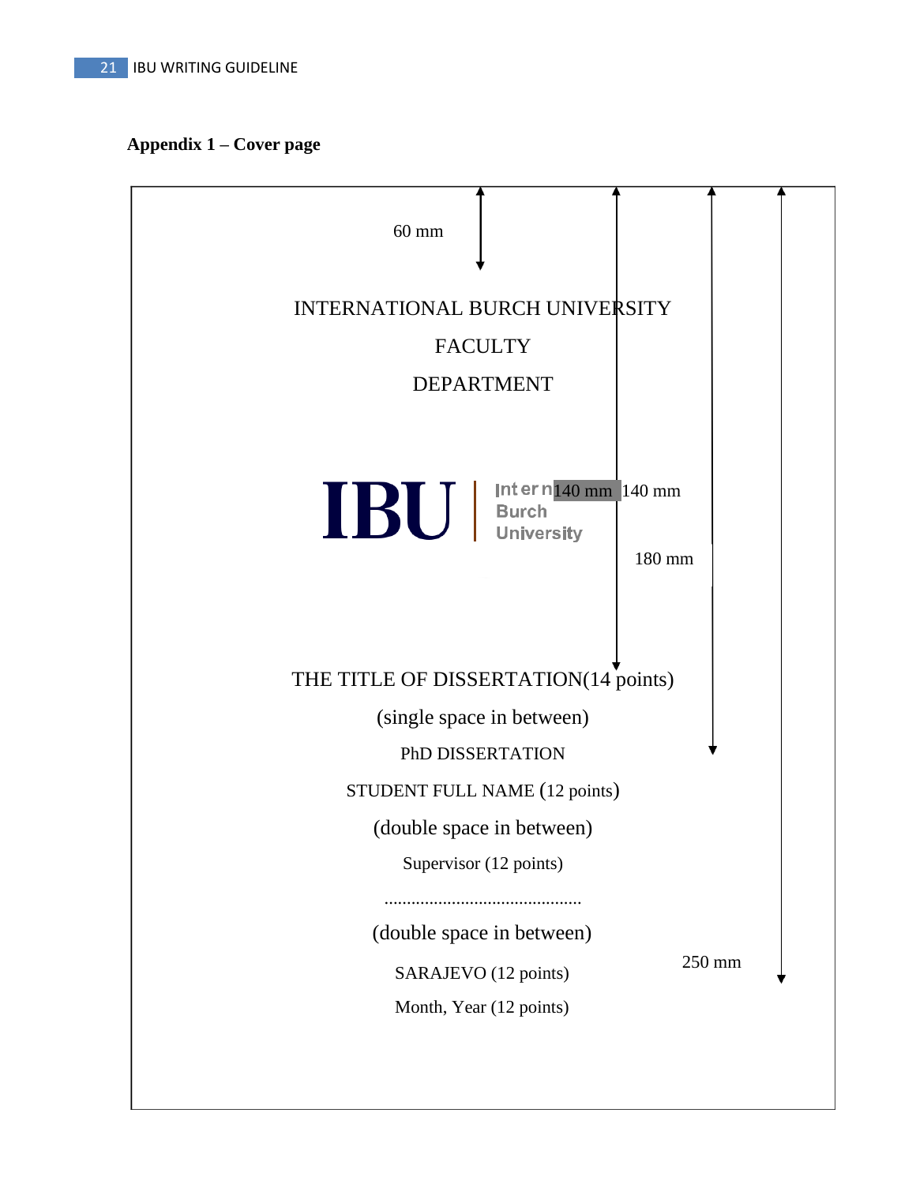**Appendix 1 – Cover page**

60 mm

INTERNATIONAL BURCH UNIVERSITY

FACULTY

DEPARTMENT

IBU | International Burch University

140 mm 140 mm

180 mm

THE TITLE OF DISSERTATION(14 points)

(single space in between)

PhD DISSERTATION

STUDENT FULL NAME (12 points)

(double space in between)

Supervisor (12 points)

............................................

(double space in between)

250 mm

SARAJEVO (12 points)

Month, Year (12 points)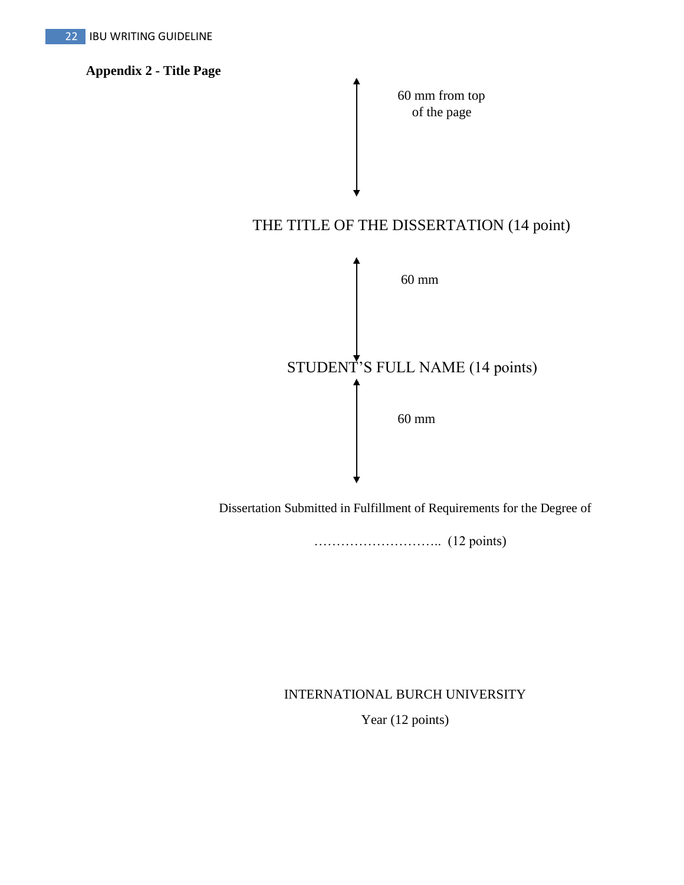**Appendix 2 - Title Page**

60 mm from top of the page

THE TITLE OF THE DISSERTATION (14 point)

60 mm

STUDENT'S FULL NAME (14 points)

60 mm

Dissertation Submitted in Fulfillment of Requirements for the Degree of

……………………….. (12 points)

INTERNATIONAL BURCH UNIVERSITY

Year (12 points)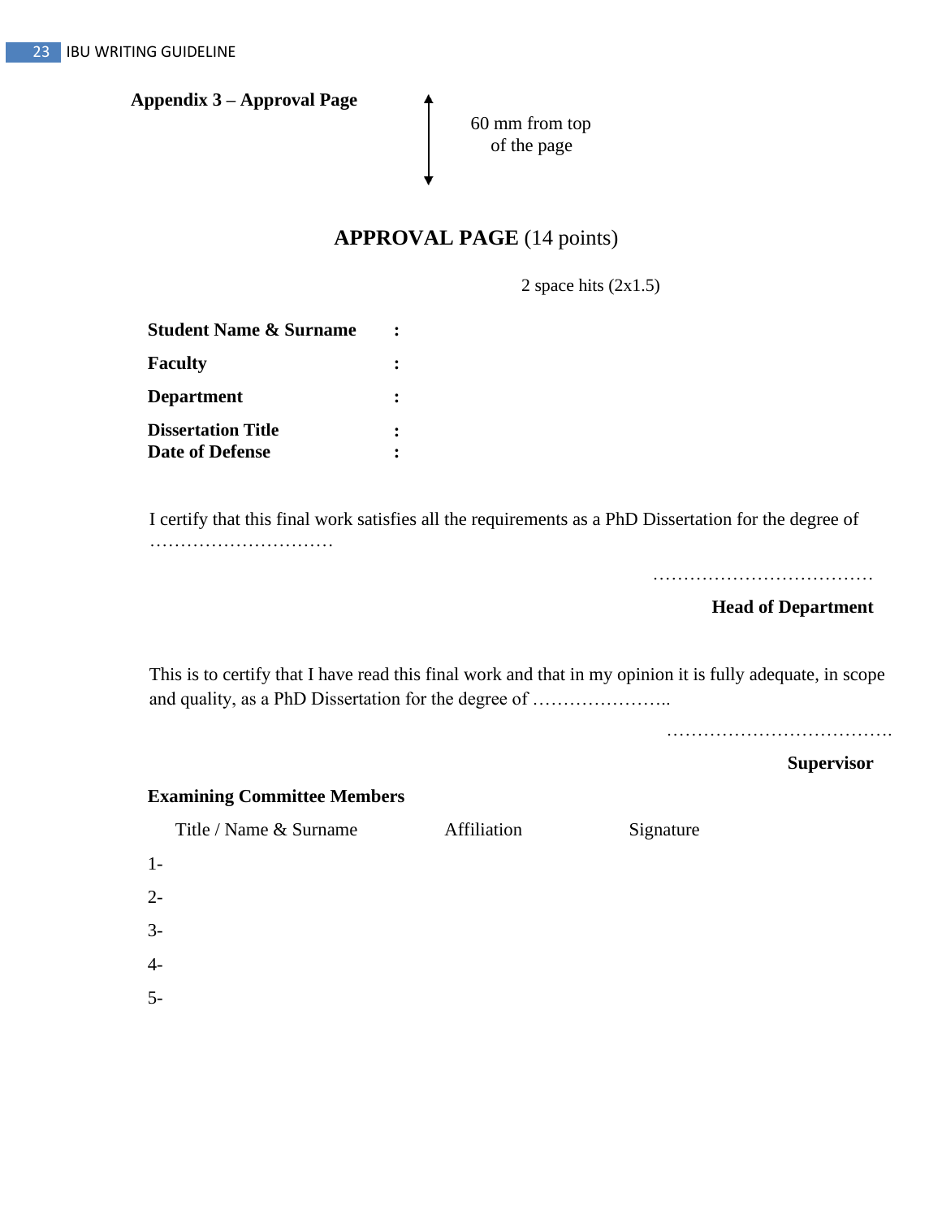**Appendix 3 – Approval Page**

60 mm from top of the page

**APPROVAL PAGE** (14 points)

2 space hits (2x1.5)

**Student Name & Surname** :

**Faculty** :

**Department** :

**Dissertation Title** :
**Date of Defense** :

I certify that this final work satisfies all the requirements as a PhD Dissertation for the degree of …………………………

………………………………

**Head of Department**

This is to certify that I have read this final work and that in my opinion it is fully adequate, in scope and quality, as a PhD Dissertation for the degree of …………………..

……………………………….

**Supervisor**

**Examining Committee Members**

| | Title / Name & Surname | Affiliation | Signature |
|---|---|---|---|
| 1- | | | |
| 2- | | | |
| 3- | | | |
| 4- | | | |
| 5- | | | |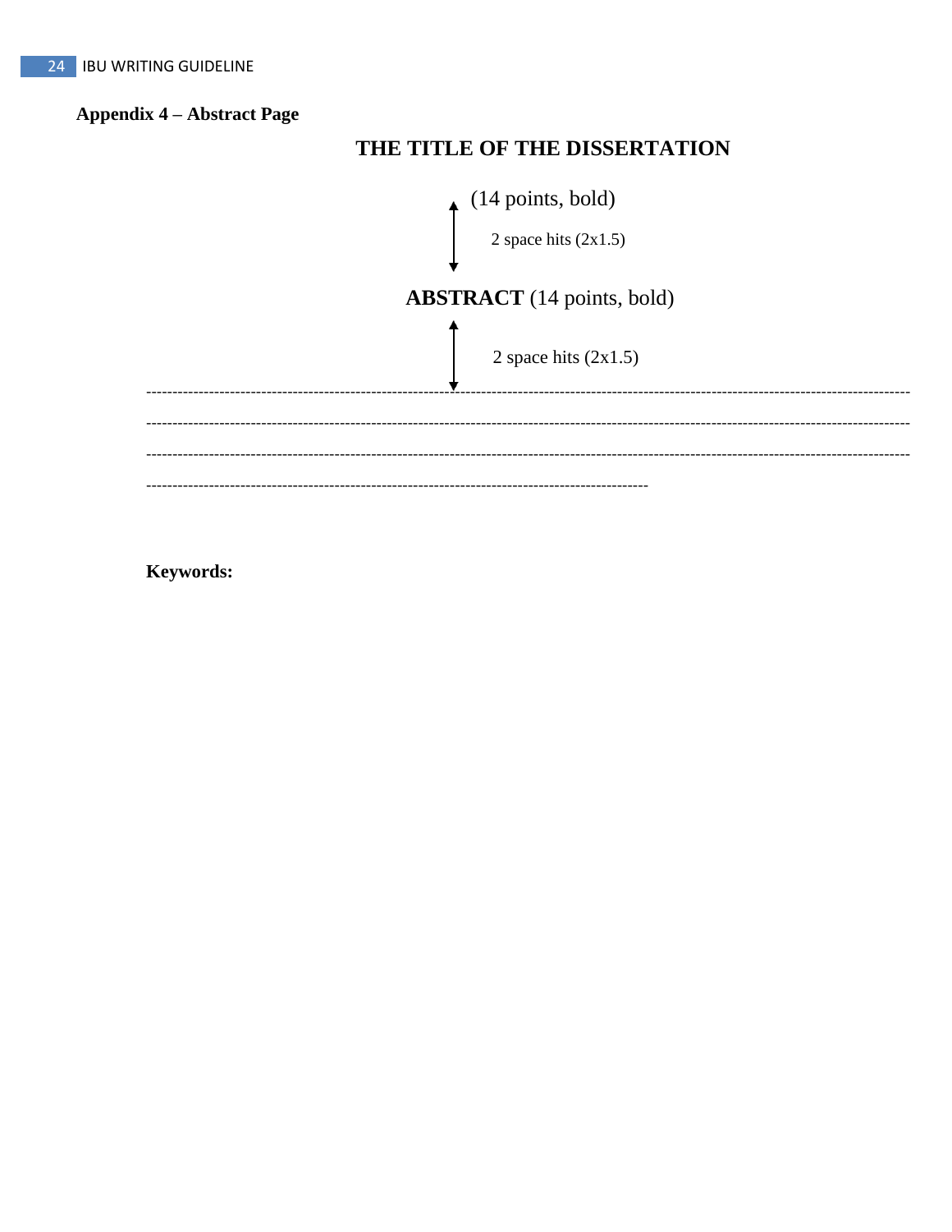**Appendix 4 – Abstract Page**

**THE TITLE OF THE DISSERTATION**

(14 points, bold)

2 space hits (2x1.5)

**ABSTRACT** (14 points, bold)

2 space hits (2x1.5)

----------------------------------------------------------------------------------------------------------------------------------------------

----------------------------------------------------------------------------------------------------------------------------------------------

----------------------------------------------------------------------------------------------------------------------------------------------

---------------------------------------------------------------------------------------------

**Keywords:**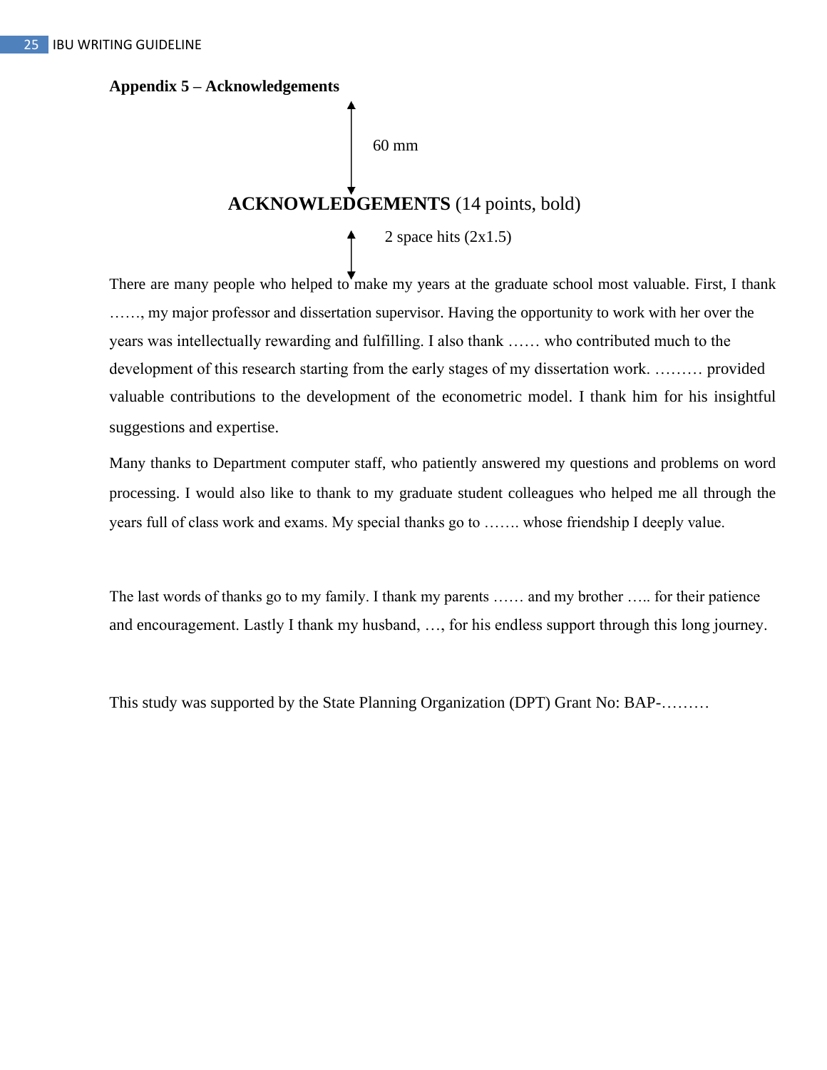**Appendix 5 – Acknowledgements**

60 mm

**ACKNOWLEDGEMENTS** (14 points, bold)

2 space hits (2x1.5)

There are many people who helped to make my years at the graduate school most valuable. First, I thank ……, my major professor and dissertation supervisor. Having the opportunity to work with her over the years was intellectually rewarding and fulfilling. I also thank …… who contributed much to the development of this research starting from the early stages of my dissertation work. ……… provided valuable contributions to the development of the econometric model. I thank him for his insightful suggestions and expertise.

Many thanks to Department computer staff, who patiently answered my questions and problems on word processing. I would also like to thank to my graduate student colleagues who helped me all through the years full of class work and exams. My special thanks go to ……. whose friendship I deeply value.

The last words of thanks go to my family. I thank my parents …… and my brother ….. for their patience and encouragement. Lastly I thank my husband, …, for his endless support through this long journey.

This study was supported by the State Planning Organization (DPT) Grant No: BAP-………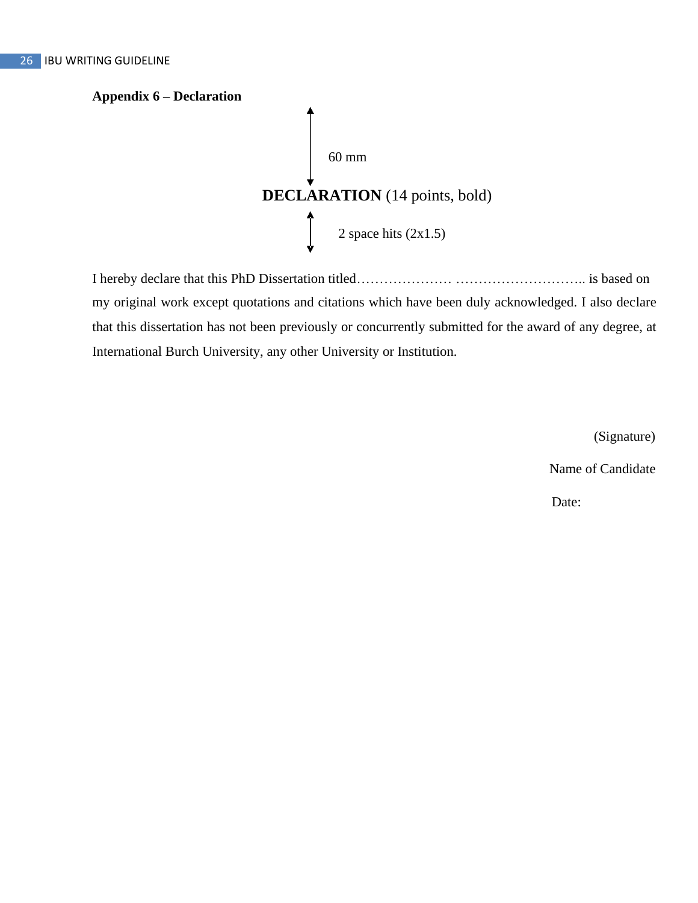**Appendix 6 – Declaration**

60 mm

**DECLARATION** (14 points, bold)

2 space hits (2x1.5)

I hereby declare that this PhD Dissertation titled………………… ……………………….. is based on my original work except quotations and citations which have been duly acknowledged. I also declare that this dissertation has not been previously or concurrently submitted for the award of any degree, at International Burch University, any other University or Institution.

(Signature)

Name of Candidate

Date: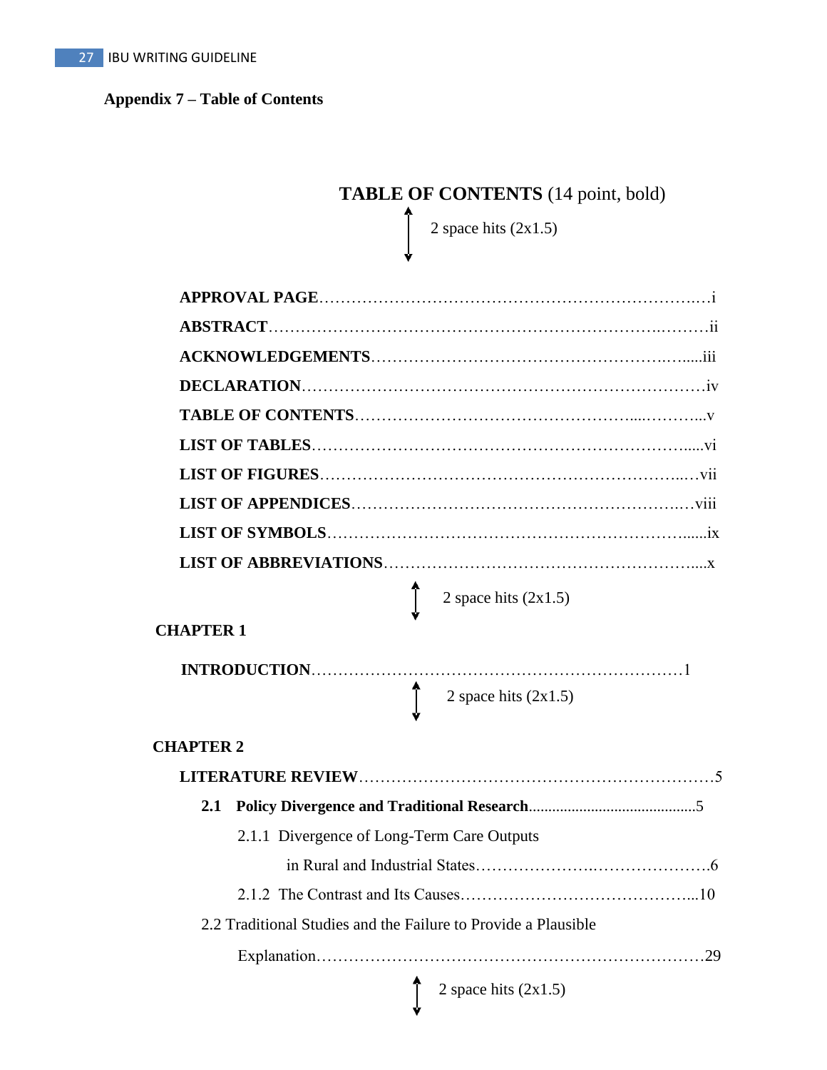**Appendix 7 – Table of Contents**

**TABLE OF CONTENTS** (14 point, bold)

2 space hits (2x1.5)

**APPROVAL PAGE**……………………………………………………………….…i

**ABSTRACT**…………………………………………………………………….………ii

**ACKNOWLEDGEMENTS**………………………………………………….…....iii

**DECLARATION**……………………………………………….……………………iv

**TABLE OF CONTENTS**…………………………………………….....………...v

**LIST OF TABLES**………………………………………………………………....vi

**LIST OF FIGURES**……………………………………………………………..…vii

**LIST OF APPENDICES**……………………………………………………….…viii

**LIST OF SYMBOLS**…………………………………………………………......ix

**LIST OF ABBREVIATIONS**……………………………………………………....x

2 space hits (2x1.5)

**CHAPTER 1**

**INTRODUCTION**……………………………………………………………1

2 space hits (2x1.5)

**CHAPTER 2**

**LITERATURE REVIEW**…………………………………………………………5

**2.1 Policy Divergence and Traditional Research**...........................................5

2.1.1 Divergence of Long-Term Care Outputs in Rural and Industrial States………………….………………….6

2.1.2 The Contrast and Its Causes……………………………………...10

2.2 Traditional Studies and the Failure to Provide a Plausible Explanation……………………………………………………………29

2 space hits (2x1.5)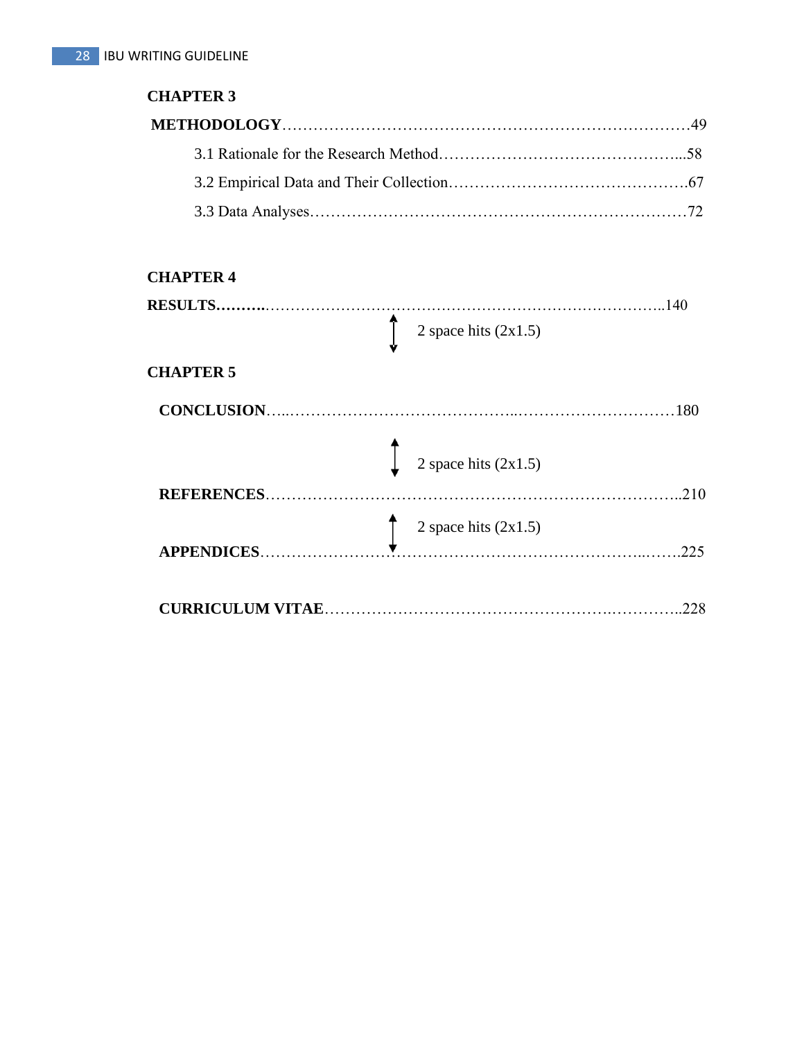**CHAPTER 3**

**METHODOLOGY**……………………………………………………………………49

3.1 Rationale for the Research Method………………………………………...58

3.2 Empirical Data and Their Collection………………………………………67

3.3 Data Analyses………………………………………………………………72

**CHAPTER 4**

**RESULTS……….**……………………………………………………………………..140

2 space hits (2x1.5)

**CHAPTER 5**

**CONCLUSION**…..…………………………………..…………………………180

2 space hits (2x1.5)

**REFERENCES**……………………………………………………………………..210

2 space hits (2x1.5)

**APPENDICES**…………………………………………………………………...…….225

**CURRICULUM VITAE**……………………………………………….…………..228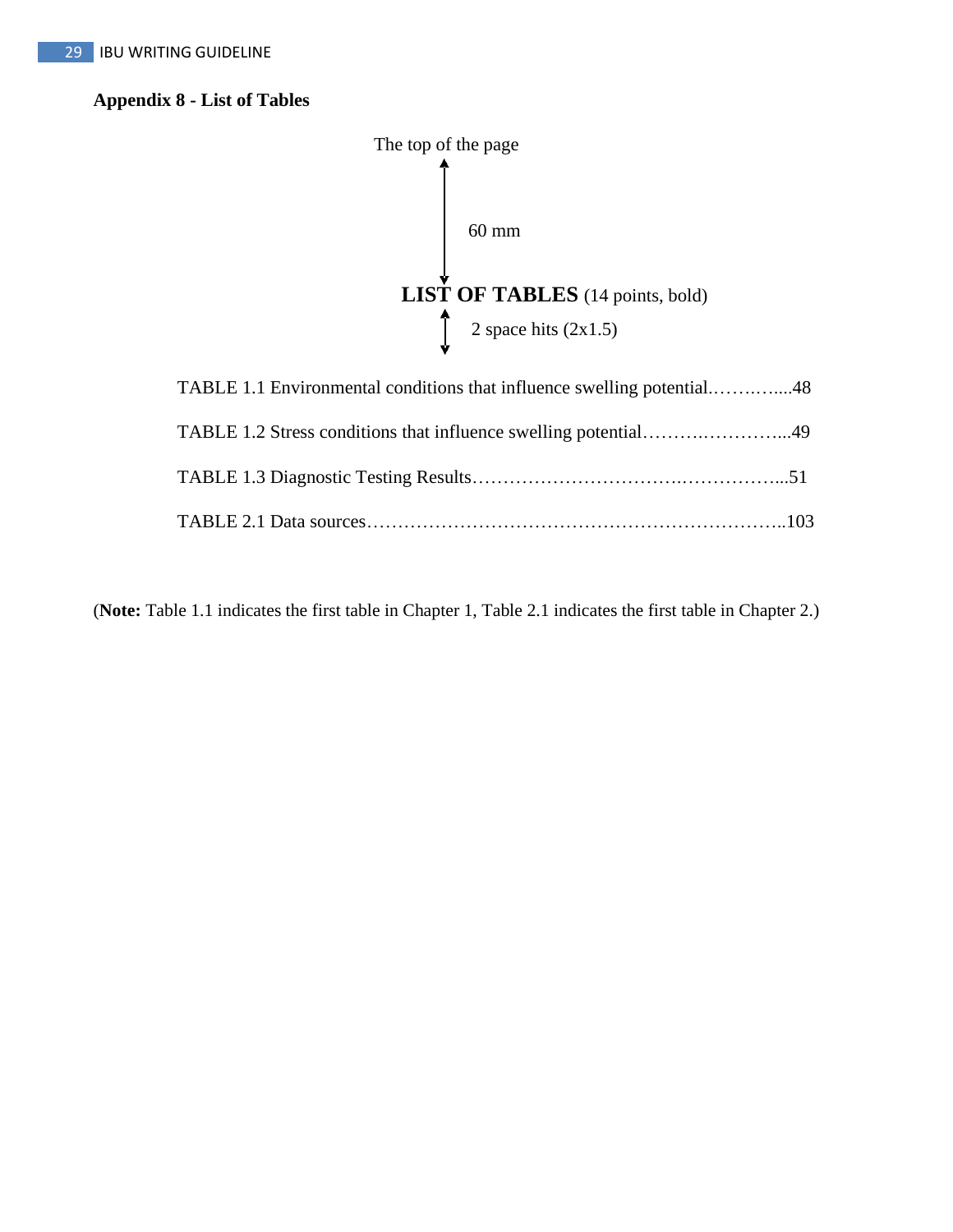**Appendix 8 - List of Tables**

The top of the page

60 mm

**LIST OF TABLES** (14 points, bold)

2 space hits (2x1.5)

TABLE 1.1 Environmental conditions that influence swelling potential.……….…....48

TABLE 1.2 Stress conditions that influence swelling potential……….…………...49

TABLE 1.3 Diagnostic Testing Results…………………………….……………...51

TABLE 2.1 Data sources…………………………………………………………..103

(**Note:** Table 1.1 indicates the first table in Chapter 1, Table 2.1 indicates the first table in Chapter 2.)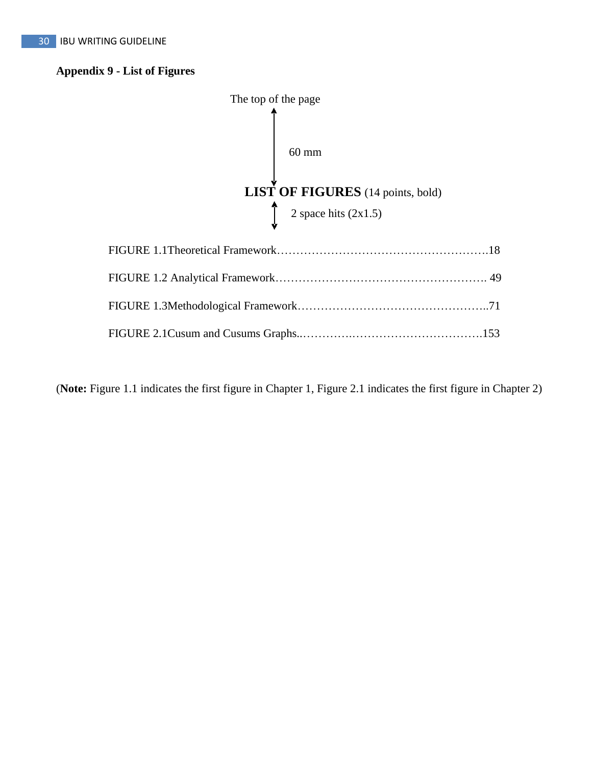**Appendix 9 - List of Figures**

The top of the page

60 mm

**LIST OF FIGURES** (14 points, bold)

2 space hits (2x1.5)

FIGURE 1.1Theoretical Framework……………………………………………….18

FIGURE 1.2 Analytical Framework………………………………………………. 49

FIGURE 1.3Methodological Framework…………………………………………..71

FIGURE 2.1Cusum and Cusums Graphs..………….…………………………….153

(**Note:** Figure 1.1 indicates the first figure in Chapter 1, Figure 2.1 indicates the first figure in Chapter 2)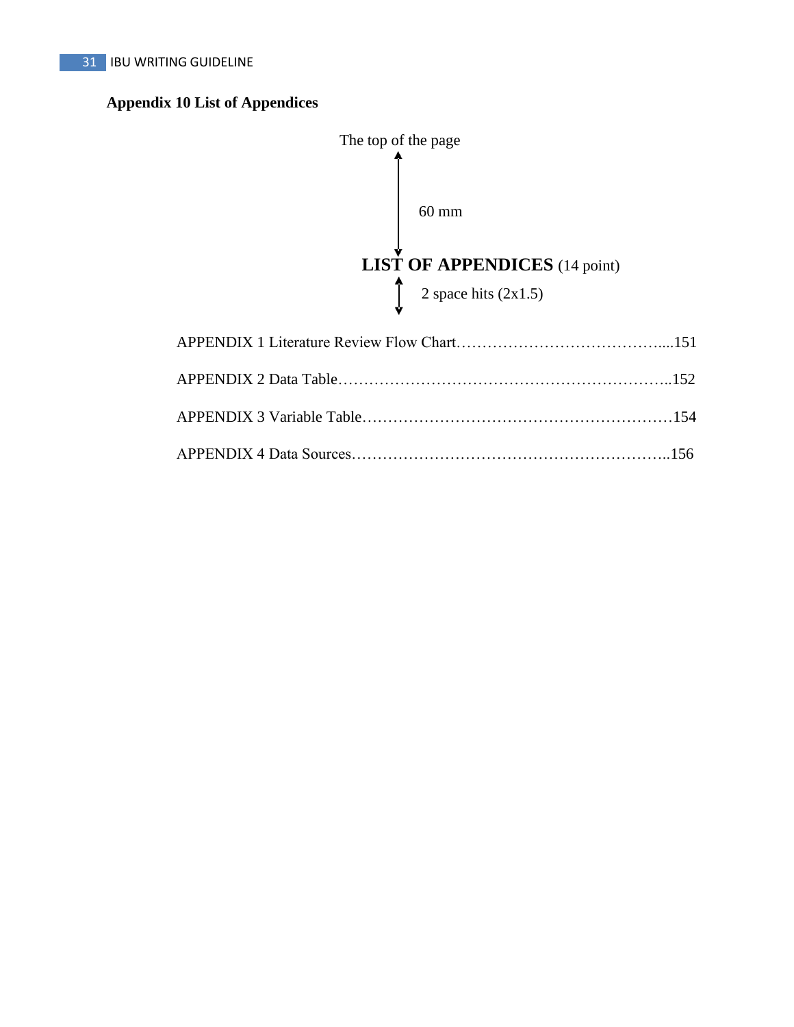**Appendix 10 List of Appendices**

The top of the page

60 mm

**LIST OF APPENDICES** (14 point)

2 space hits (2x1.5)

APPENDIX 1 Literature Review Flow Chart…………………………………....151

APPENDIX 2 Data Table………………………………………………………..152

APPENDIX 3 Variable Table……………………………………………………154

APPENDIX 4 Data Sources……………………………………………………..156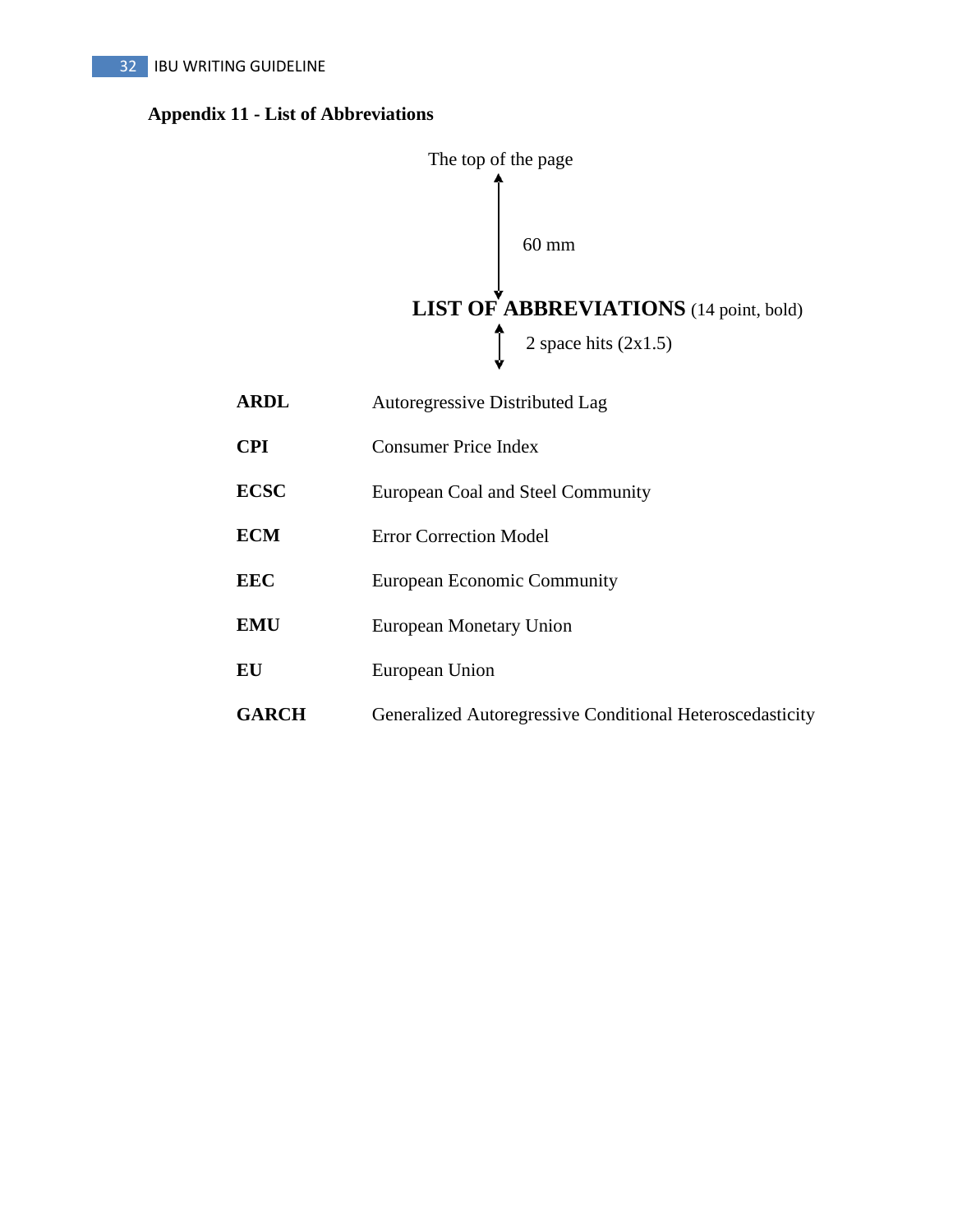**Appendix 11 - List of Abbreviations**

The top of the page

60 mm

**LIST OF ABBREVIATIONS** (14 point, bold)

2 space hits (2x1.5)

| | |
|---|---|
| **ARDL** | Autoregressive Distributed Lag |
| **CPI** | Consumer Price Index |
| **ECSC** | European Coal and Steel Community |
| **ECM** | Error Correction Model |
| **EEC** | European Economic Community |
| **EMU** | European Monetary Union |
| **EU** | European Union |
| **GARCH** | Generalized Autoregressive Conditional Heteroscedasticity |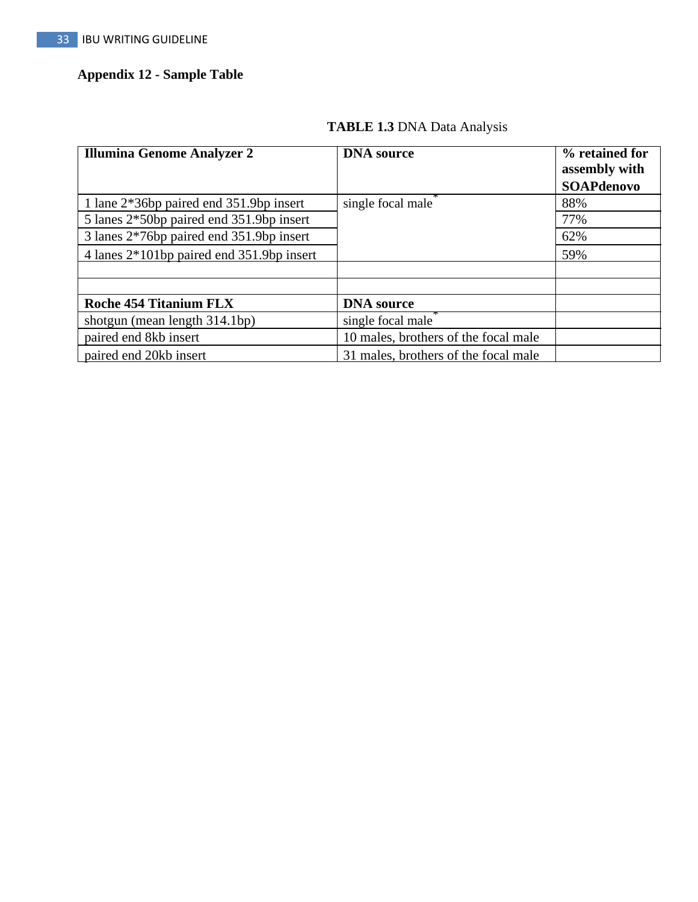**Appendix 12 - Sample Table**

**TABLE 1.3** DNA Data Analysis

| **Illumina Genome Analyzer 2** | **DNA source** | **% retained for assembly with SOAPdenovo** |
|---|---|---|
| 1 lane 2*36bp paired end 351.9bp insert | single focal male* | 88% |
| 5 lanes 2*50bp paired end 351.9bp insert | | 77% |
| 3 lanes 2*76bp paired end 351.9bp insert | | 62% |
| 4 lanes 2*101bp paired end 351.9bp insert | | 59% |
| | | |
| | | |
| **Roche 454 Titanium FLX** | **DNA source** | |
| shotgun (mean length 314.1bp) | single focal male* | |
| paired end 8kb insert | 10 males, brothers of the focal male | |
| paired end 20kb insert | 31 males, brothers of the focal male | |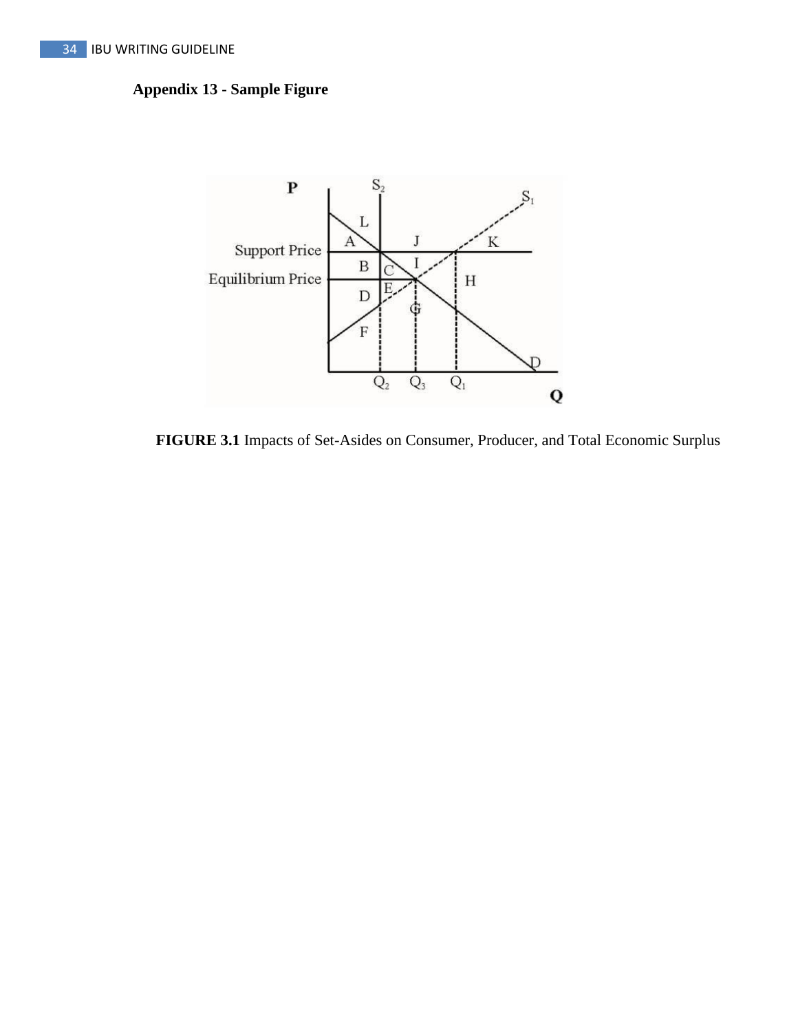**Appendix 13 - Sample Figure**

**FIGURE 3.1** Impacts of Set-Asides on Consumer, Producer, and Total Economic Surplus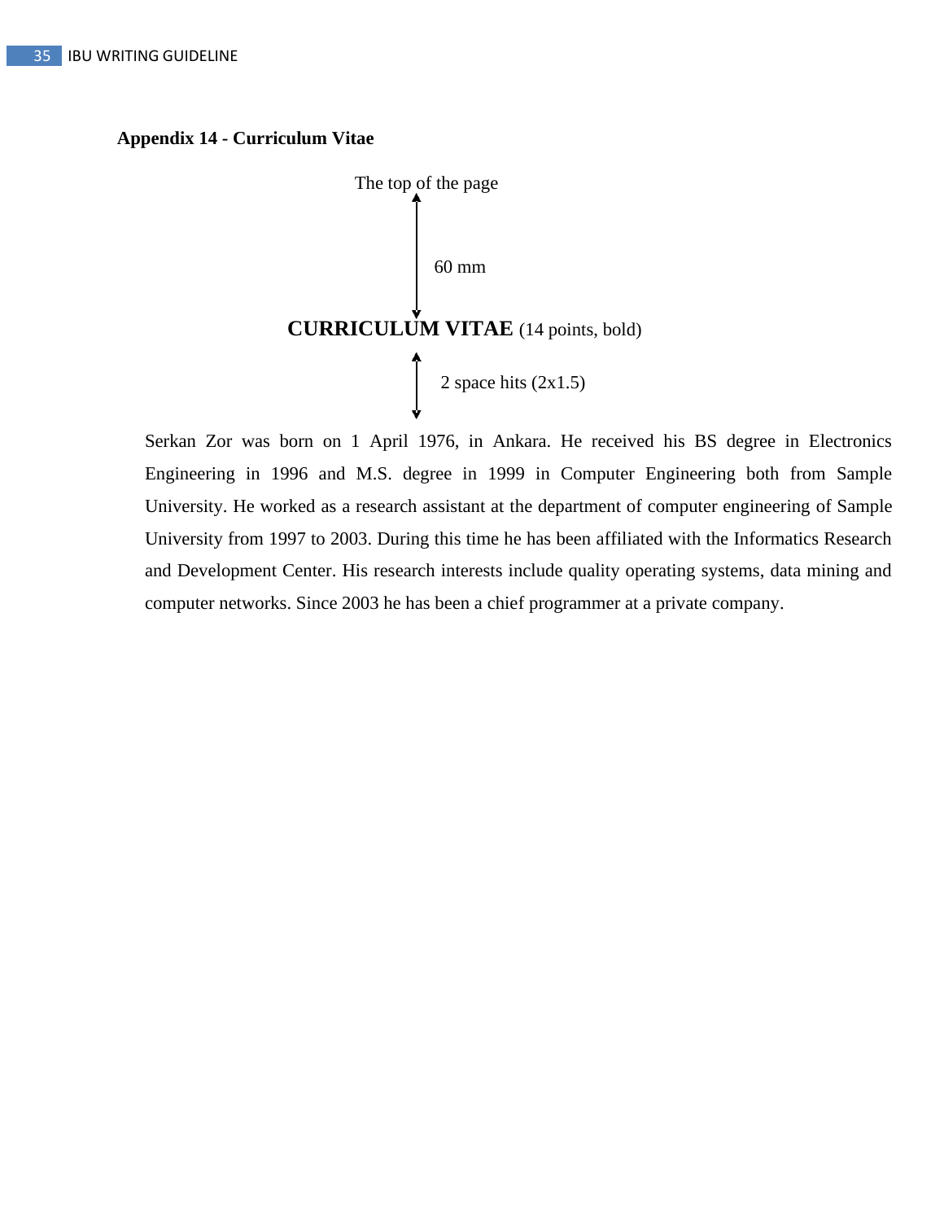**Appendix 14 - Curriculum Vitae**

The top of the page

60 mm

**CURRICULUM VITAE** (14 points, bold)

2 space hits (2x1.5)

Serkan Zor was born on 1 April 1976, in Ankara. He received his BS degree in Electronics Engineering in 1996 and M.S. degree in 1999 in Computer Engineering both from Sample University. He worked as a research assistant at the department of computer engineering of Sample University from 1997 to 2003. During this time he has been affiliated with the Informatics Research and Development Center. His research interests include quality operating systems, data mining and computer networks. Since 2003 he has been a chief programmer at a private company.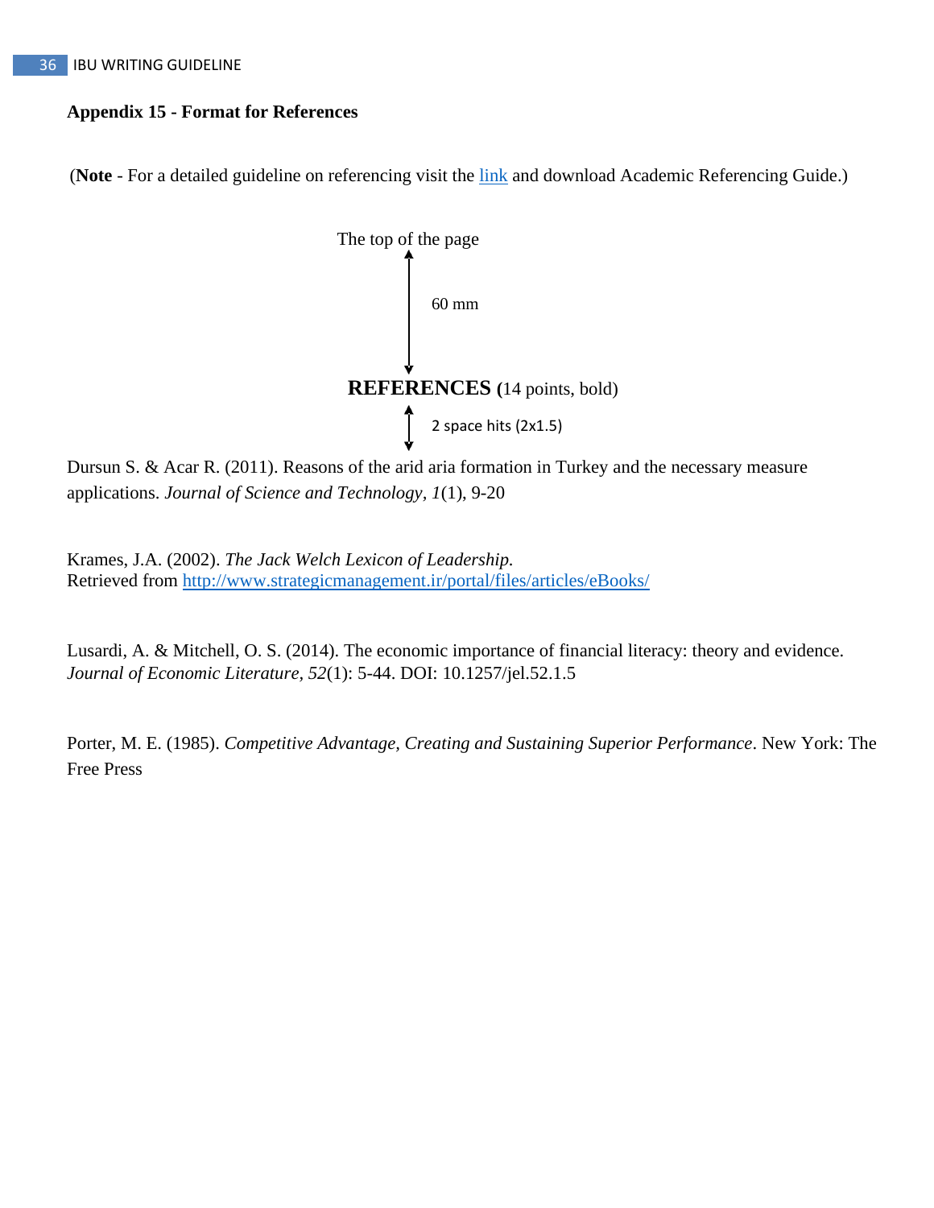**Appendix 15 - Format for References**

(**Note** - For a detailed guideline on referencing visit the link and download Academic Referencing Guide.)

The top of the page

60 mm

**REFERENCES** (14 points, bold)

2 space hits (2x1.5)

Dursun S. & Acar R. (2011). Reasons of the arid aria formation in Turkey and the necessary measure applications. *Journal of Science and Technology*, *1*(1), 9-20

Krames, J.A. (2002). *The Jack Welch Lexicon of Leadership.*
Retrieved from http://www.strategicmanagement.ir/portal/files/articles/eBooks/

Lusardi, A. & Mitchell, O. S. (2014). The economic importance of financial literacy: theory and evidence. *Journal of Economic Literature, 52*(1): 5-44. DOI: 10.1257/jel.52.1.5

Porter, M. E. (1985). *Competitive Advantage, Creating and Sustaining Superior Performance*. New York: The Free Press